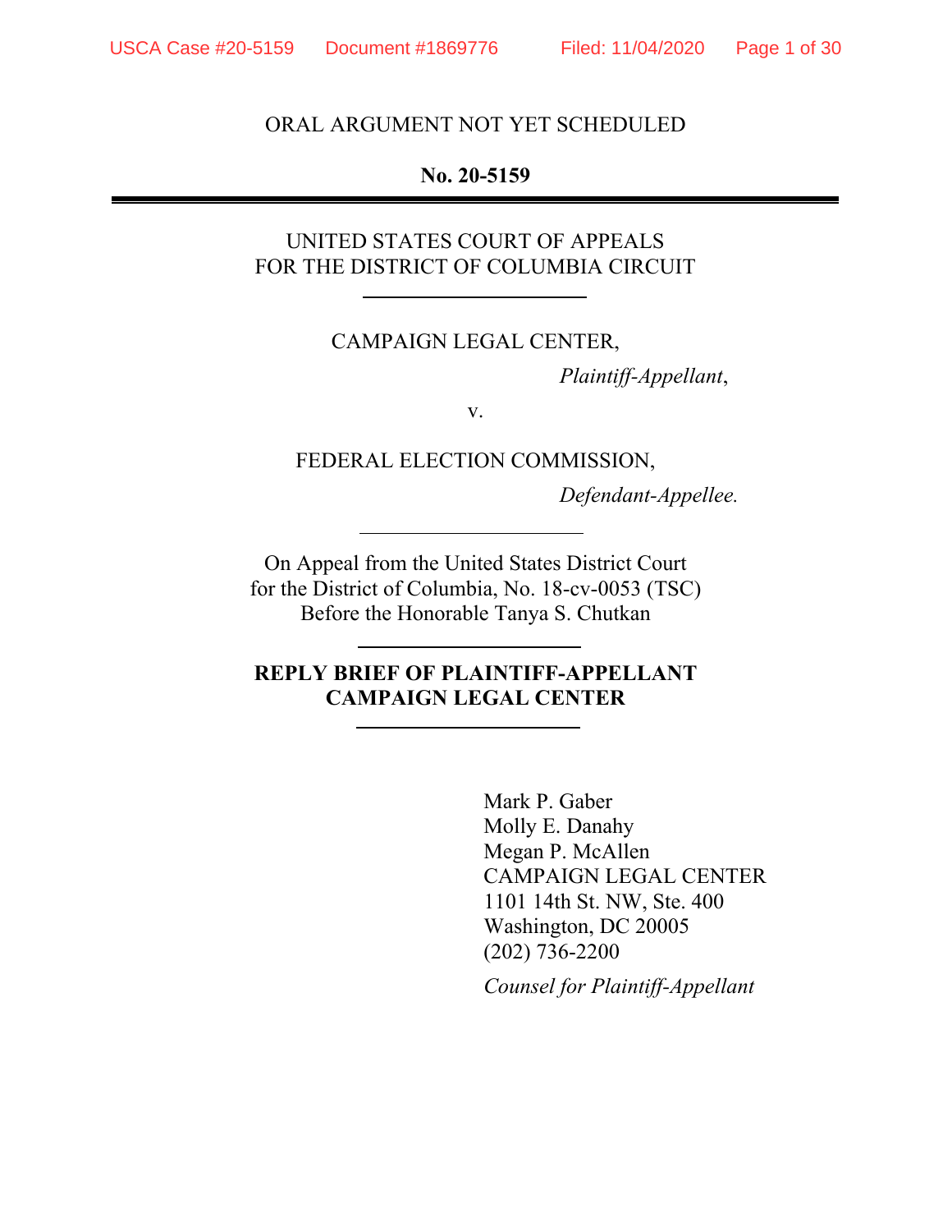ORAL ARGUMENT NOT YET SCHEDULED

**No. 20-5159**

---

UNITED STATES COURT OF APPEALS
FOR THE DISTRICT OF COLUMBIA CIRCUIT

---

CAMPAIGN LEGAL CENTER,

*Plaintiff-Appellant*,

v.

FEDERAL ELECTION COMMISSION,

*Defendant-Appellee.*

---

On Appeal from the United States District Court
for the District of Columbia, No. 18-cv-0053 (TSC)
Before the Honorable Tanya S. Chutkan

---

**REPLY BRIEF OF PLAINTIFF-APPELLANT
CAMPAIGN LEGAL CENTER**

---

Mark P. Gaber
Molly E. Danahy
Megan P. McAllen
CAMPAIGN LEGAL CENTER
1101 14th St. NW, Ste. 400
Washington, DC 20005
(202) 736-2200

*Counsel for Plaintiff-Appellant*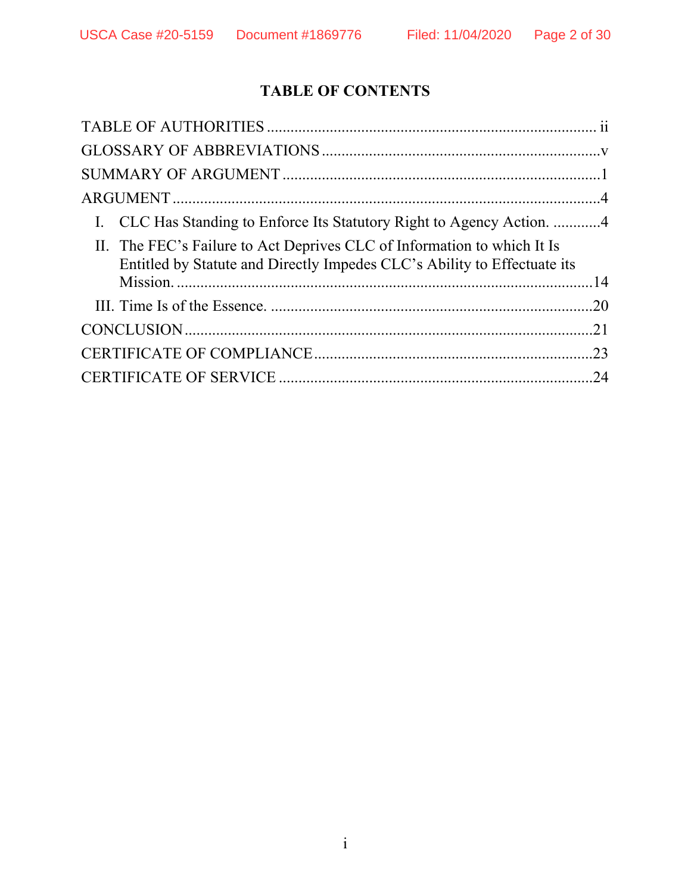# TABLE OF CONTENTS

TABLE OF AUTHORITIES .................................................................................... ii

GLOSSARY OF ABBREVIATIONS ......................................................................v

SUMMARY OF ARGUMENT .................................................................................1

ARGUMENT ............................................................................................................4

- I. CLC Has Standing to Enforce Its Statutory Right to Agency Action. ............4
- II. The FEC's Failure to Act Deprives CLC of Information to which It Is Entitled by Statute and Directly Impedes CLC's Ability to Effectuate its Mission. ..........................................................................................................14
- III. Time Is of the Essence. ..................................................................................20

CONCLUSION ........................................................................................................21

CERTIFICATE OF COMPLIANCE .......................................................................23

CERTIFICATE OF SERVICE ................................................................................24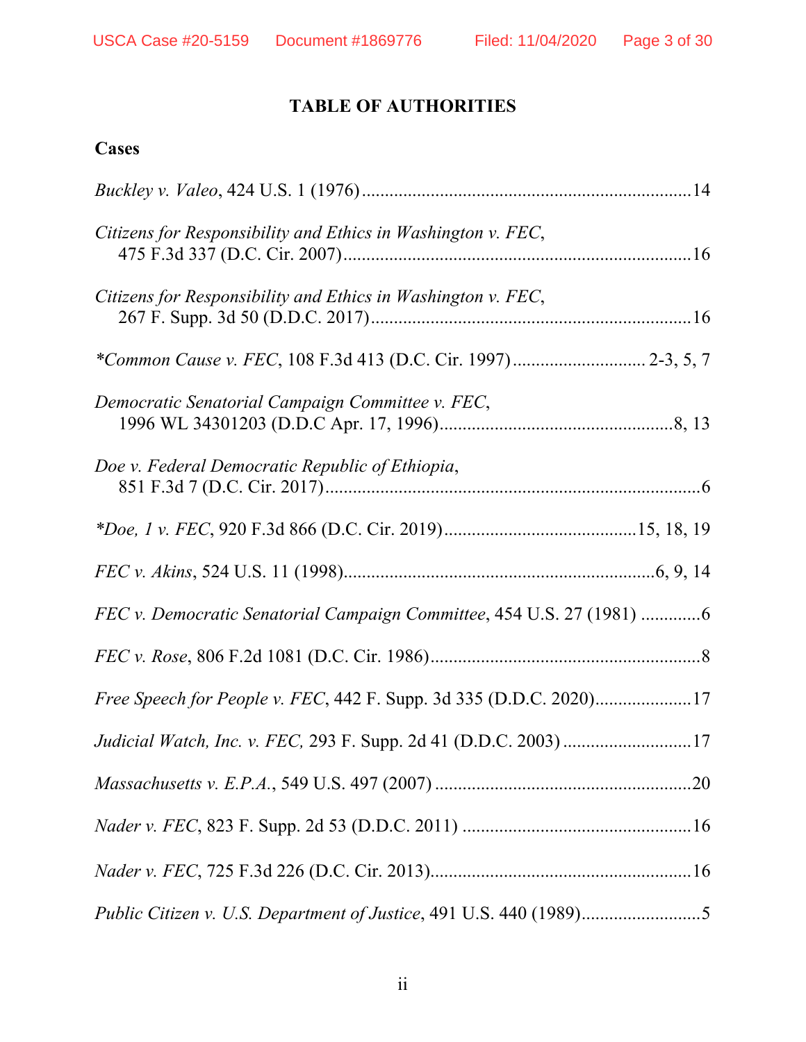# TABLE OF AUTHORITIES

## Cases

*Buckley v. Valeo*, 424 U.S. 1 (1976) ........................................................................14

*Citizens for Responsibility and Ethics in Washington v. FEC*,
475 F.3d 337 (D.C. Cir. 2007) ...........................................................................16

*Citizens for Responsibility and Ethics in Washington v. FEC*,
267 F. Supp. 3d 50 (D.D.C. 2017) .....................................................................16

*\*Common Cause v. FEC*, 108 F.3d 413 (D.C. Cir. 1997) ............................ 2-3, 5, 7

*Democratic Senatorial Campaign Committee v. FEC*,
1996 WL 34301203 (D.D.C Apr. 17, 1996) ...................................................8, 13

*Doe v. Federal Democratic Republic of Ethiopia*,
851 F.3d 7 (D.C. Cir. 2017) ..................................................................................6

*\*Doe, 1 v. FEC*, 920 F.3d 866 (D.C. Cir. 2019) .........................................15, 18, 19

*FEC v. Akins*, 524 U.S. 11 (1998) ..................................................................6, 9, 14

*FEC v. Democratic Senatorial Campaign Committee*, 454 U.S. 27 (1981) .............6

*FEC v. Rose*, 806 F.2d 1081 (D.C. Cir. 1986) ...........................................................8

*Free Speech for People v. FEC*, 442 F. Supp. 3d 335 (D.D.C. 2020) .....................17

*Judicial Watch, Inc. v. FEC,* 293 F. Supp. 2d 41 (D.D.C. 2003) ............................17

*Massachusetts v. E.P.A.*, 549 U.S. 497 (2007) ........................................................20

*Nader v. FEC*, 823 F. Supp. 2d 53 (D.D.C. 2011) ..................................................16

*Nader v. FEC*, 725 F.3d 226 (D.C. Cir. 2013) .........................................................16

*Public Citizen v. U.S. Department of Justice*, 491 U.S. 440 (1989) ..........................5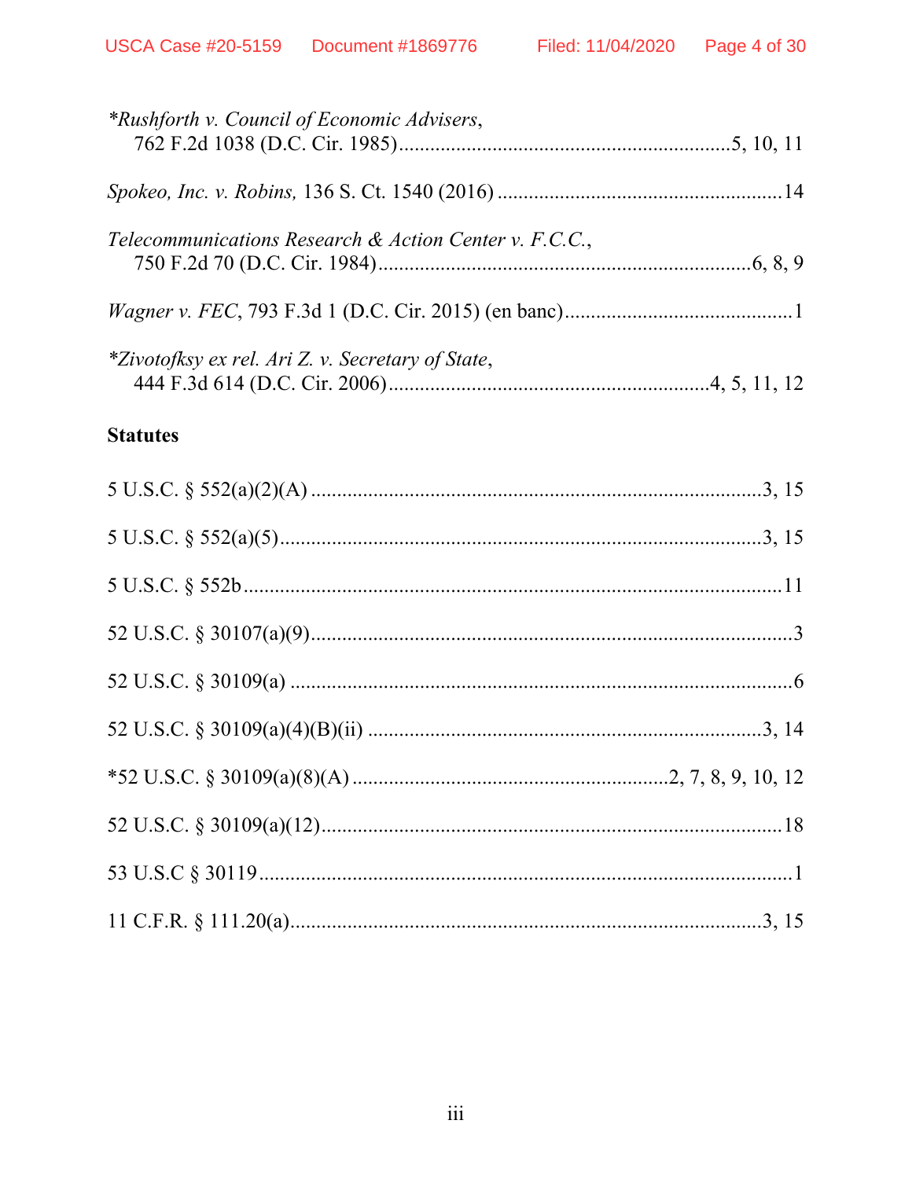*Rushforth v. Council of Economic Advisers*,
762 F.2d 1038 (D.C. Cir. 1985)................................................................5, 10, 11

*Spokeo, Inc. v. Robins,* 136 S. Ct. 1540 (2016) .......................................................14

*Telecommunications Research & Action Center v. F.C.C.*,
750 F.2d 70 (D.C. Cir. 1984)........................................................................6, 8, 9

*Wagner v. FEC*, 793 F.3d 1 (D.C. Cir. 2015) (en banc)............................................1

*Zivotofksy ex rel. Ari Z. v. Secretary of State*,
444 F.3d 614 (D.C. Cir. 2006).............................................................4, 5, 11, 12

**Statutes**

5 U.S.C. § 552(a)(2)(A) ........................................................................................3, 15

5 U.S.C. § 552(a)(5)...............................................................................................3, 15

5 U.S.C. § 552b .........................................................................................................11

52 U.S.C. § 30107(a)(9)...............................................................................................3

52 U.S.C. § 30109(a) ..................................................................................................6

52 U.S.C. § 30109(a)(4)(B)(ii) .............................................................................3, 14

*52 U.S.C. § 30109(a)(8)(A) .............................................................2, 7, 8, 9, 10, 12

52 U.S.C. § 30109(a)(12)..........................................................................................18

53 U.S.C § 30119 .........................................................................................................1

11 C.F.R. § 111.20(a)............................................................................................3, 15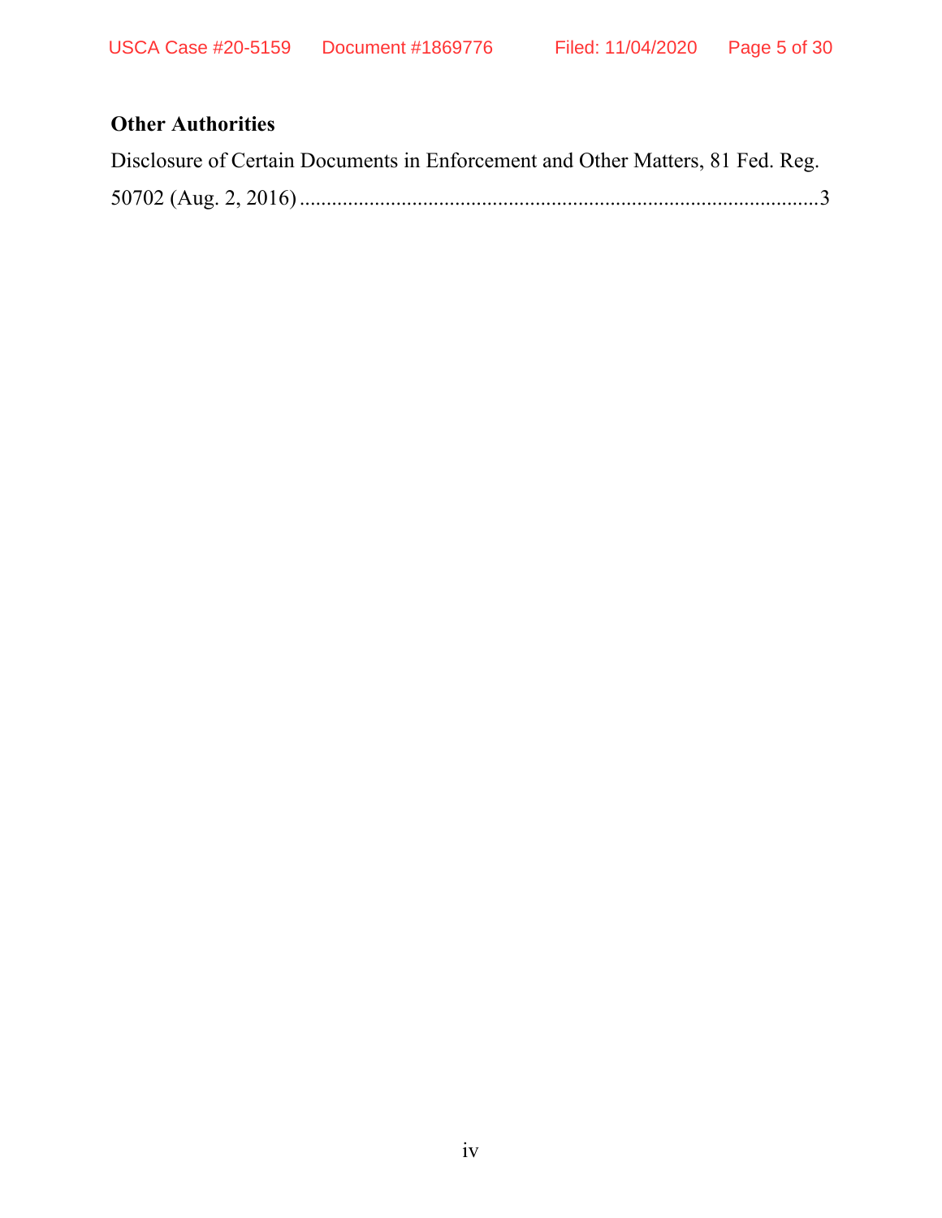**Other Authorities**

Disclosure of Certain Documents in Enforcement and Other Matters, 81 Fed. Reg. 50702 (Aug. 2, 2016) ................................................................................................3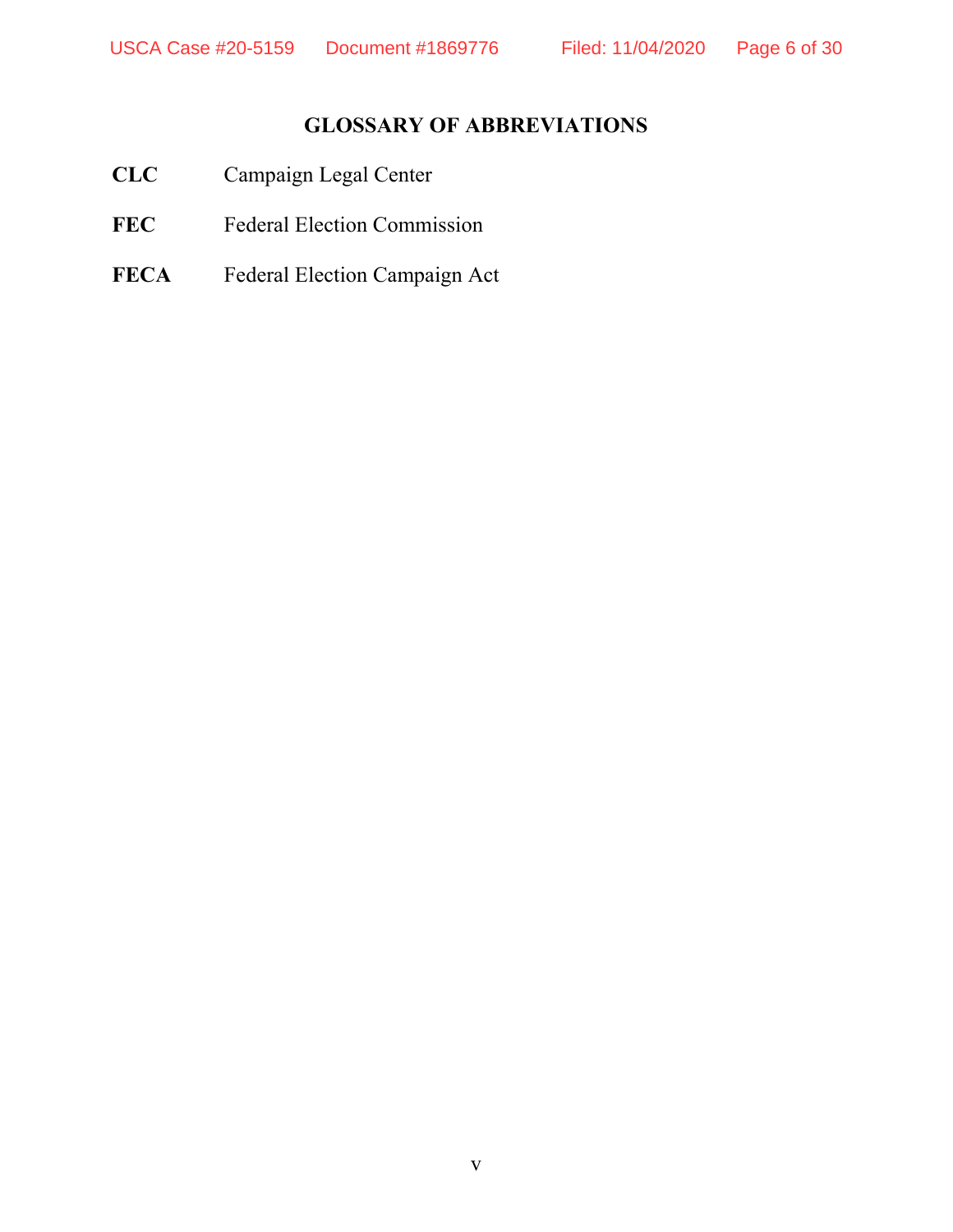# GLOSSARY OF ABBREVIATIONS

**CLC** Campaign Legal Center

**FEC** Federal Election Commission

**FECA** Federal Election Campaign Act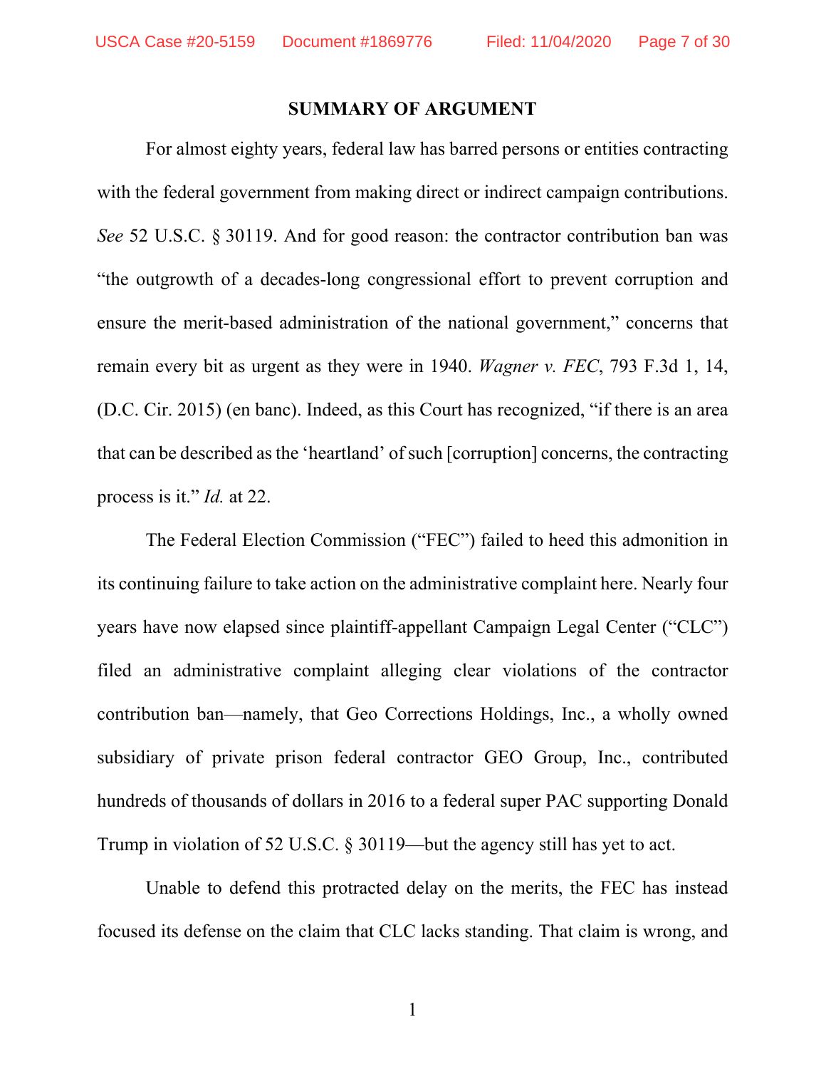## SUMMARY OF ARGUMENT

For almost eighty years, federal law has barred persons or entities contracting with the federal government from making direct or indirect campaign contributions. *See* 52 U.S.C. § 30119. And for good reason: the contractor contribution ban was "the outgrowth of a decades-long congressional effort to prevent corruption and ensure the merit-based administration of the national government," concerns that remain every bit as urgent as they were in 1940. *Wagner v. FEC*, 793 F.3d 1, 14, (D.C. Cir. 2015) (en banc). Indeed, as this Court has recognized, "if there is an area that can be described as the 'heartland' of such [corruption] concerns, the contracting process is it." *Id.* at 22.

The Federal Election Commission ("FEC") failed to heed this admonition in its continuing failure to take action on the administrative complaint here. Nearly four years have now elapsed since plaintiff-appellant Campaign Legal Center ("CLC") filed an administrative complaint alleging clear violations of the contractor contribution ban—namely, that Geo Corrections Holdings, Inc., a wholly owned subsidiary of private prison federal contractor GEO Group, Inc., contributed hundreds of thousands of dollars in 2016 to a federal super PAC supporting Donald Trump in violation of 52 U.S.C. § 30119—but the agency still has yet to act.

Unable to defend this protracted delay on the merits, the FEC has instead focused its defense on the claim that CLC lacks standing. That claim is wrong, and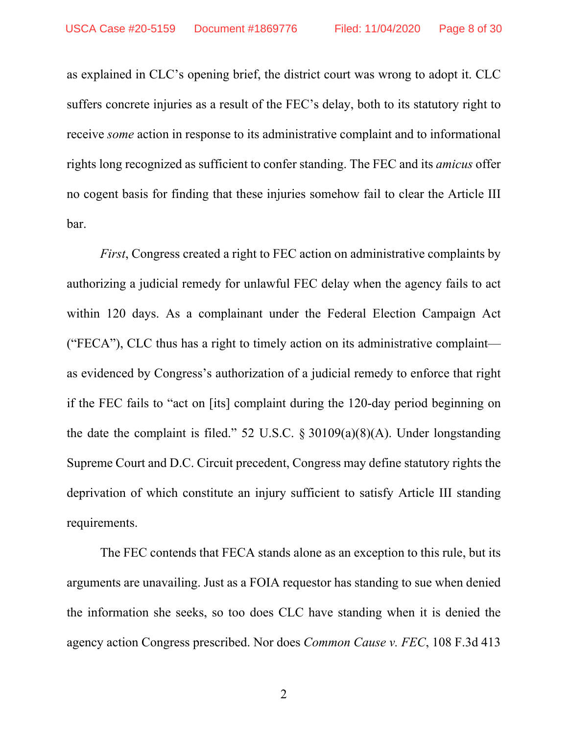as explained in CLC's opening brief, the district court was wrong to adopt it. CLC suffers concrete injuries as a result of the FEC's delay, both to its statutory right to receive *some* action in response to its administrative complaint and to informational rights long recognized as sufficient to confer standing. The FEC and its *amicus* offer no cogent basis for finding that these injuries somehow fail to clear the Article III bar.

*First*, Congress created a right to FEC action on administrative complaints by authorizing a judicial remedy for unlawful FEC delay when the agency fails to act within 120 days. As a complainant under the Federal Election Campaign Act ("FECA"), CLC thus has a right to timely action on its administrative complaint—as evidenced by Congress's authorization of a judicial remedy to enforce that right if the FEC fails to "act on [its] complaint during the 120-day period beginning on the date the complaint is filed." 52 U.S.C. § 30109(a)(8)(A). Under longstanding Supreme Court and D.C. Circuit precedent, Congress may define statutory rights the deprivation of which constitute an injury sufficient to satisfy Article III standing requirements.

The FEC contends that FECA stands alone as an exception to this rule, but its arguments are unavailing. Just as a FOIA requestor has standing to sue when denied the information she seeks, so too does CLC have standing when it is denied the agency action Congress prescribed. Nor does *Common Cause v. FEC*, 108 F.3d 413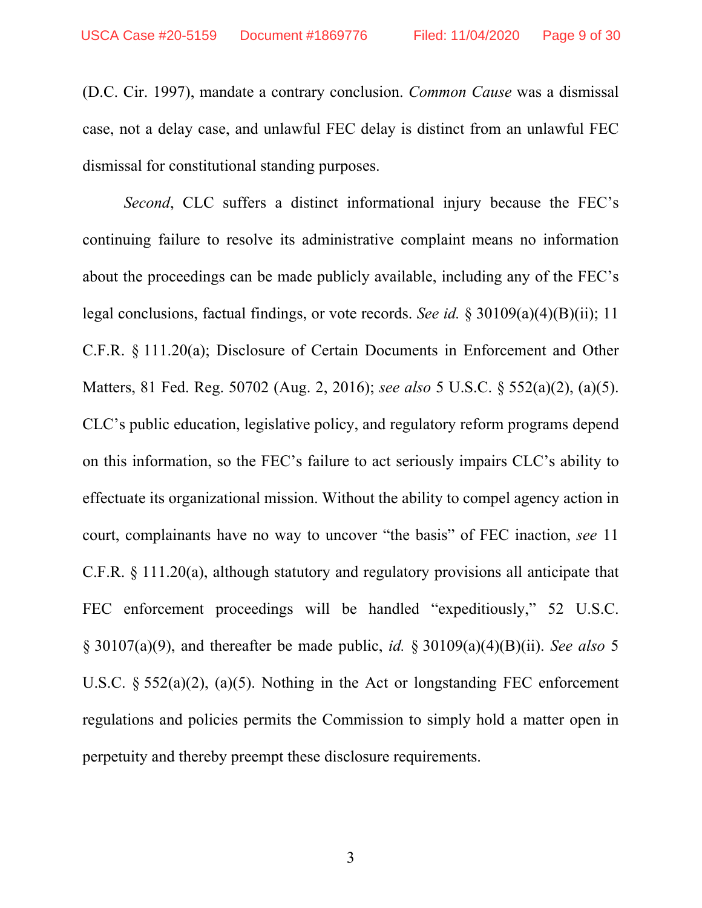(D.C. Cir. 1997), mandate a contrary conclusion. *Common Cause* was a dismissal case, not a delay case, and unlawful FEC delay is distinct from an unlawful FEC dismissal for constitutional standing purposes.

*Second*, CLC suffers a distinct informational injury because the FEC's continuing failure to resolve its administrative complaint means no information about the proceedings can be made publicly available, including any of the FEC's legal conclusions, factual findings, or vote records. *See id.* § 30109(a)(4)(B)(ii); 11 C.F.R. § 111.20(a); Disclosure of Certain Documents in Enforcement and Other Matters, 81 Fed. Reg. 50702 (Aug. 2, 2016); *see also* 5 U.S.C. § 552(a)(2), (a)(5). CLC's public education, legislative policy, and regulatory reform programs depend on this information, so the FEC's failure to act seriously impairs CLC's ability to effectuate its organizational mission. Without the ability to compel agency action in court, complainants have no way to uncover "the basis" of FEC inaction, *see* 11 C.F.R. § 111.20(a), although statutory and regulatory provisions all anticipate that FEC enforcement proceedings will be handled "expeditiously," 52 U.S.C. § 30107(a)(9), and thereafter be made public, *id.* § 30109(a)(4)(B)(ii). *See also* 5 U.S.C. § 552(a)(2), (a)(5). Nothing in the Act or longstanding FEC enforcement regulations and policies permits the Commission to simply hold a matter open in perpetuity and thereby preempt these disclosure requirements.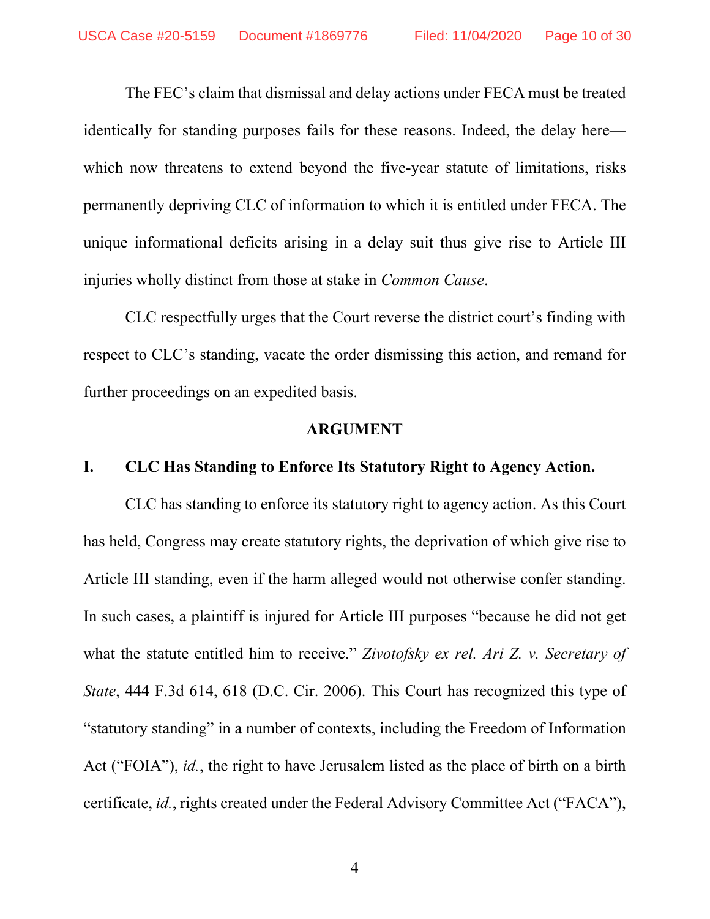The FEC's claim that dismissal and delay actions under FECA must be treated identically for standing purposes fails for these reasons. Indeed, the delay here—which now threatens to extend beyond the five-year statute of limitations, risks permanently depriving CLC of information to which it is entitled under FECA. The unique informational deficits arising in a delay suit thus give rise to Article III injuries wholly distinct from those at stake in *Common Cause*.

CLC respectfully urges that the Court reverse the district court's finding with respect to CLC's standing, vacate the order dismissing this action, and remand for further proceedings on an expedited basis.

## ARGUMENT

### I. CLC Has Standing to Enforce Its Statutory Right to Agency Action.

CLC has standing to enforce its statutory right to agency action. As this Court has held, Congress may create statutory rights, the deprivation of which give rise to Article III standing, even if the harm alleged would not otherwise confer standing. In such cases, a plaintiff is injured for Article III purposes "because he did not get what the statute entitled him to receive." *Zivotofsky ex rel. Ari Z. v. Secretary of State*, 444 F.3d 614, 618 (D.C. Cir. 2006). This Court has recognized this type of "statutory standing" in a number of contexts, including the Freedom of Information Act ("FOIA"), *id.*, the right to have Jerusalem listed as the place of birth on a birth certificate, *id.*, rights created under the Federal Advisory Committee Act ("FACA"),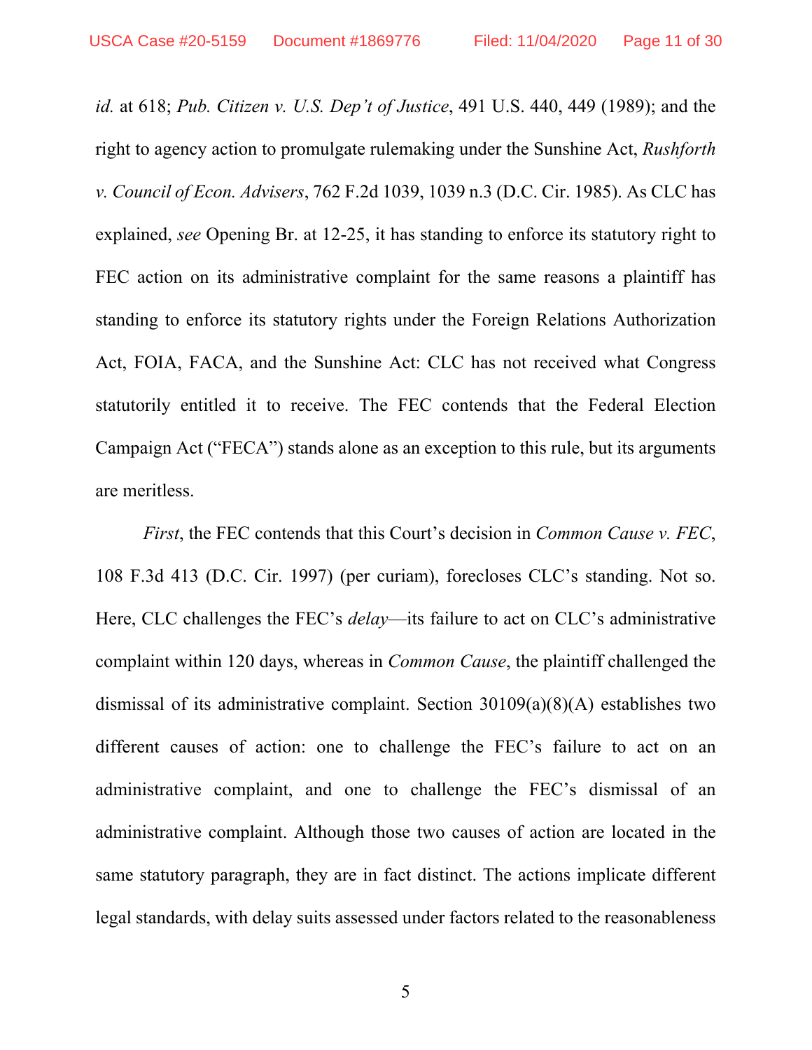*id.* at 618; *Pub. Citizen v. U.S. Dep't of Justice*, 491 U.S. 440, 449 (1989); and the right to agency action to promulgate rulemaking under the Sunshine Act, *Rushforth v. Council of Econ. Advisers*, 762 F.2d 1039, 1039 n.3 (D.C. Cir. 1985). As CLC has explained, *see* Opening Br. at 12-25, it has standing to enforce its statutory right to FEC action on its administrative complaint for the same reasons a plaintiff has standing to enforce its statutory rights under the Foreign Relations Authorization Act, FOIA, FACA, and the Sunshine Act: CLC has not received what Congress statutorily entitled it to receive. The FEC contends that the Federal Election Campaign Act ("FECA") stands alone as an exception to this rule, but its arguments are meritless.

*First*, the FEC contends that this Court's decision in *Common Cause v. FEC*, 108 F.3d 413 (D.C. Cir. 1997) (per curiam), forecloses CLC's standing. Not so. Here, CLC challenges the FEC's *delay*—its failure to act on CLC's administrative complaint within 120 days, whereas in *Common Cause*, the plaintiff challenged the dismissal of its administrative complaint. Section 30109(a)(8)(A) establishes two different causes of action: one to challenge the FEC's failure to act on an administrative complaint, and one to challenge the FEC's dismissal of an administrative complaint. Although those two causes of action are located in the same statutory paragraph, they are in fact distinct. The actions implicate different legal standards, with delay suits assessed under factors related to the reasonableness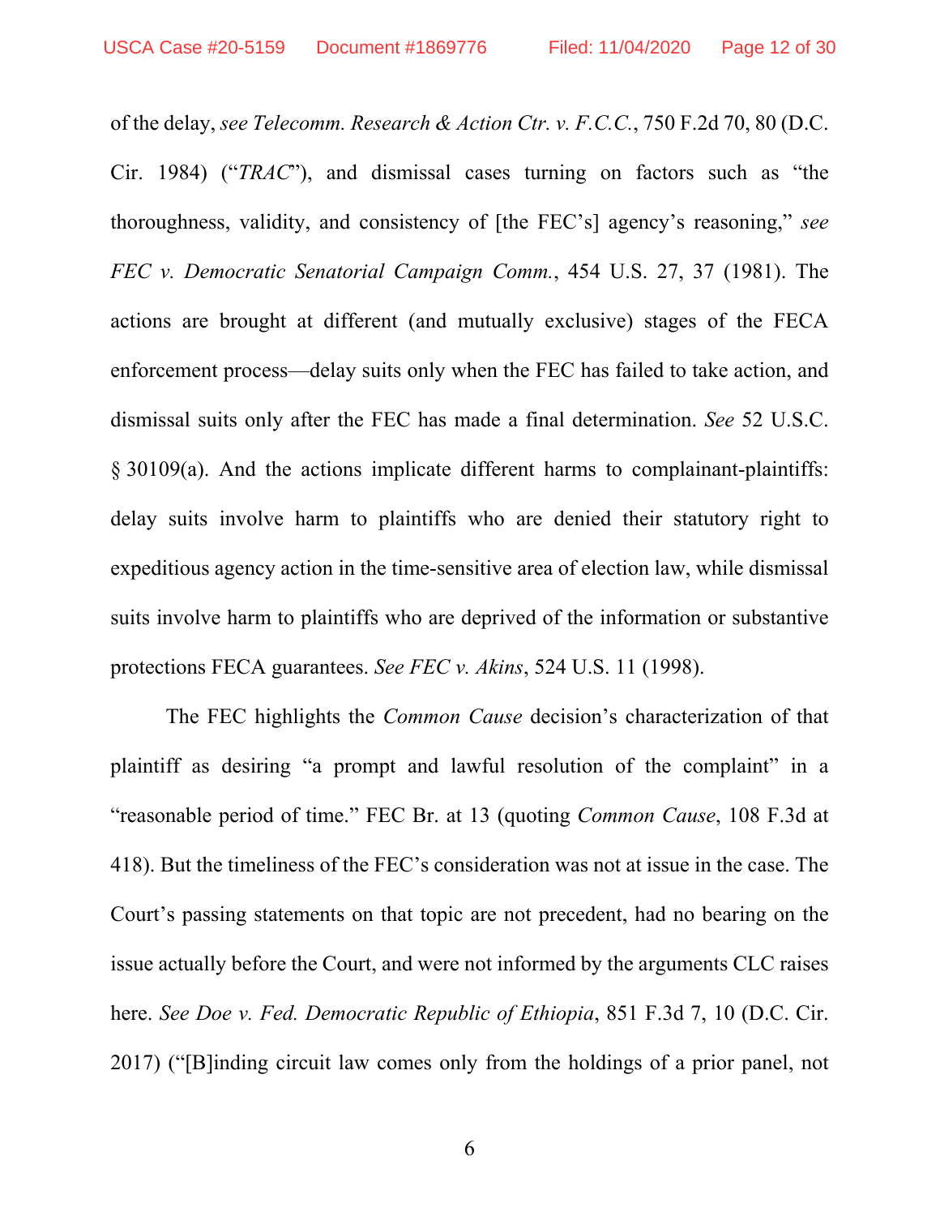of the delay, *see Telecomm. Research & Action Ctr. v. F.C.C.*, 750 F.2d 70, 80 (D.C. Cir. 1984) ("*TRAC*"), and dismissal cases turning on factors such as "the thoroughness, validity, and consistency of [the FEC's] agency's reasoning," *see FEC v. Democratic Senatorial Campaign Comm.*, 454 U.S. 27, 37 (1981). The actions are brought at different (and mutually exclusive) stages of the FECA enforcement process—delay suits only when the FEC has failed to take action, and dismissal suits only after the FEC has made a final determination. *See* 52 U.S.C. § 30109(a). And the actions implicate different harms to complainant-plaintiffs: delay suits involve harm to plaintiffs who are denied their statutory right to expeditious agency action in the time-sensitive area of election law, while dismissal suits involve harm to plaintiffs who are deprived of the information or substantive protections FECA guarantees. *See FEC v. Akins*, 524 U.S. 11 (1998).

The FEC highlights the *Common Cause* decision's characterization of that plaintiff as desiring "a prompt and lawful resolution of the complaint" in a "reasonable period of time." FEC Br. at 13 (quoting *Common Cause*, 108 F.3d at 418). But the timeliness of the FEC's consideration was not at issue in the case. The Court's passing statements on that topic are not precedent, had no bearing on the issue actually before the Court, and were not informed by the arguments CLC raises here. *See Doe v. Fed. Democratic Republic of Ethiopia*, 851 F.3d 7, 10 (D.C. Cir. 2017) ("[B]inding circuit law comes only from the holdings of a prior panel, not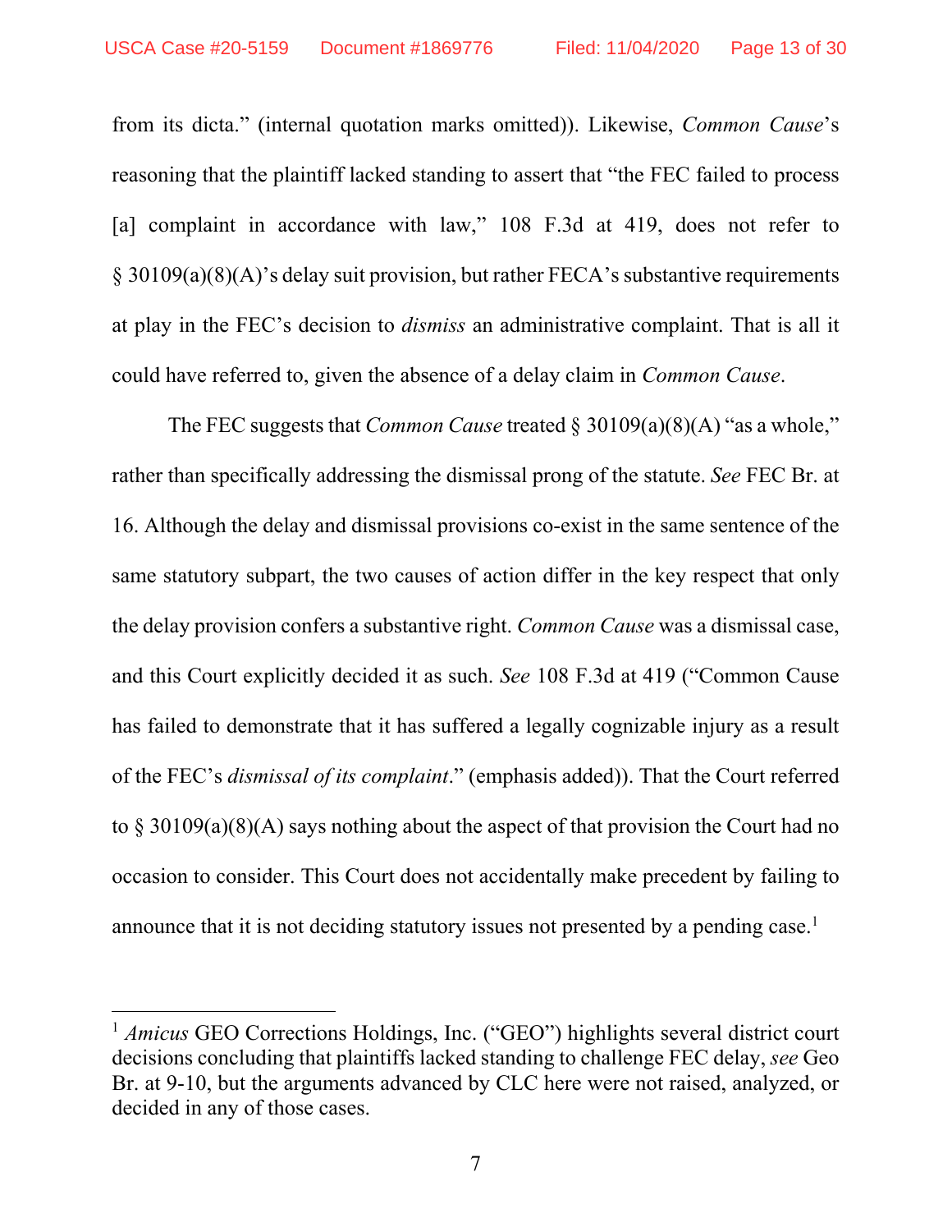from its dicta." (internal quotation marks omitted)). Likewise, *Common Cause*'s reasoning that the plaintiff lacked standing to assert that "the FEC failed to process [a] complaint in accordance with law," 108 F.3d at 419, does not refer to § 30109(a)(8)(A)'s delay suit provision, but rather FECA's substantive requirements at play in the FEC's decision to *dismiss* an administrative complaint. That is all it could have referred to, given the absence of a delay claim in *Common Cause*.

The FEC suggests that *Common Cause* treated § 30109(a)(8)(A) "as a whole," rather than specifically addressing the dismissal prong of the statute. *See* FEC Br. at 16. Although the delay and dismissal provisions co-exist in the same sentence of the same statutory subpart, the two causes of action differ in the key respect that only the delay provision confers a substantive right. *Common Cause* was a dismissal case, and this Court explicitly decided it as such. *See* 108 F.3d at 419 ("Common Cause has failed to demonstrate that it has suffered a legally cognizable injury as a result of the FEC's *dismissal of its complaint*." (emphasis added)). That the Court referred to § 30109(a)(8)(A) says nothing about the aspect of that provision the Court had no occasion to consider. This Court does not accidentally make precedent by failing to announce that it is not deciding statutory issues not presented by a pending case.[1]

[1] *Amicus* GEO Corrections Holdings, Inc. ("GEO") highlights several district court decisions concluding that plaintiffs lacked standing to challenge FEC delay, *see* Geo Br. at 9-10, but the arguments advanced by CLC here were not raised, analyzed, or decided in any of those cases.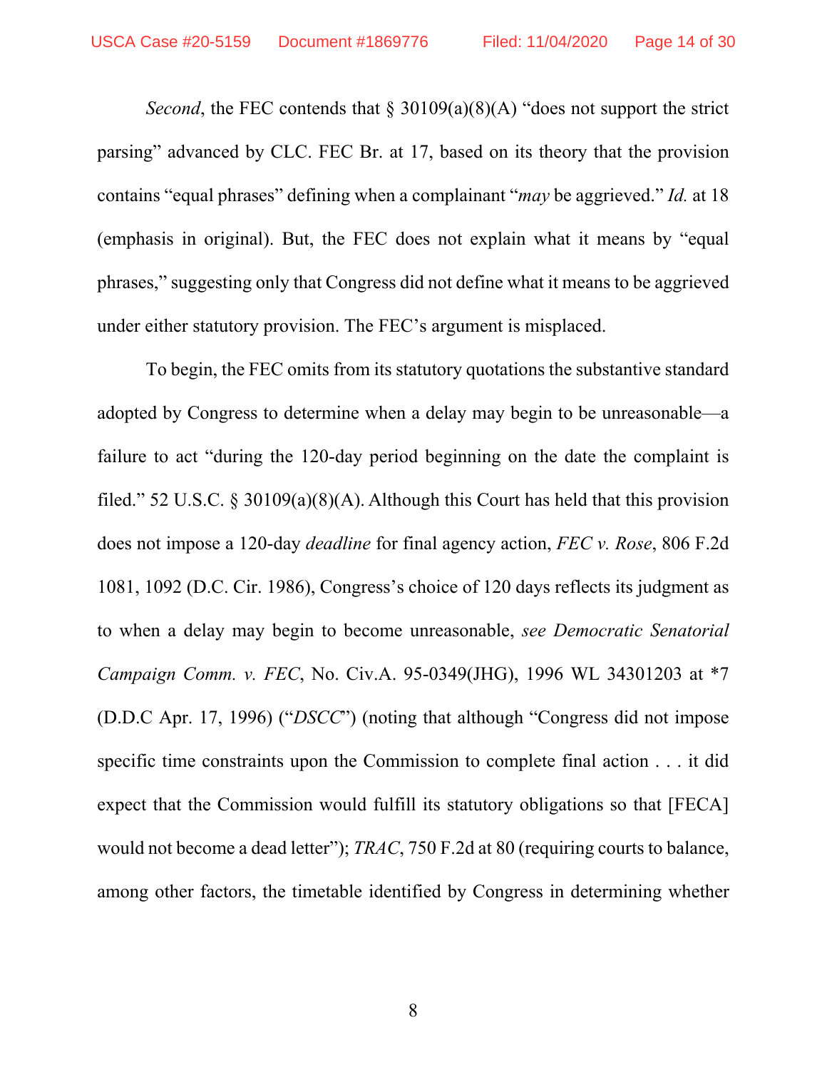*Second*, the FEC contends that § 30109(a)(8)(A) "does not support the strict parsing" advanced by CLC. FEC Br. at 17, based on its theory that the provision contains "equal phrases" defining when a complainant "*may* be aggrieved." *Id.* at 18 (emphasis in original). But, the FEC does not explain what it means by "equal phrases," suggesting only that Congress did not define what it means to be aggrieved under either statutory provision. The FEC's argument is misplaced.

To begin, the FEC omits from its statutory quotations the substantive standard adopted by Congress to determine when a delay may begin to be unreasonable—a failure to act "during the 120-day period beginning on the date the complaint is filed." 52 U.S.C. § 30109(a)(8)(A). Although this Court has held that this provision does not impose a 120-day *deadline* for final agency action, *FEC v. Rose*, 806 F.2d 1081, 1092 (D.C. Cir. 1986), Congress's choice of 120 days reflects its judgment as to when a delay may begin to become unreasonable, *see Democratic Senatorial Campaign Comm. v. FEC*, No. Civ.A. 95-0349(JHG), 1996 WL 34301203 at *7 (D.D.C Apr. 17, 1996) ("*DSCC*") (noting that although "Congress did not impose specific time constraints upon the Commission to complete final action . . . it did expect that the Commission would fulfill its statutory obligations so that [FECA] would not become a dead letter"); *TRAC*, 750 F.2d at 80 (requiring courts to balance, among other factors, the timetable identified by Congress in determining whether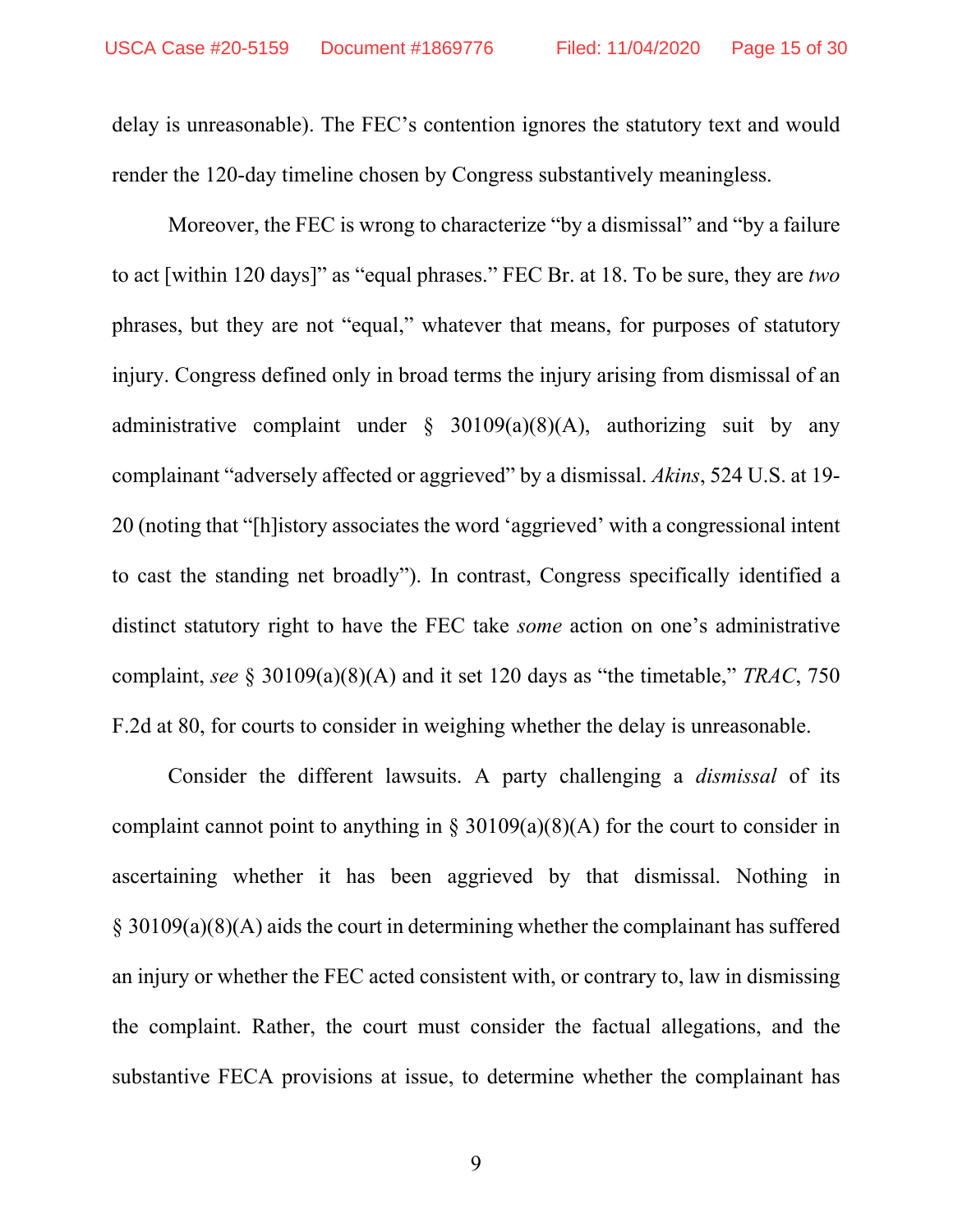delay is unreasonable). The FEC's contention ignores the statutory text and would render the 120-day timeline chosen by Congress substantively meaningless.

Moreover, the FEC is wrong to characterize "by a dismissal" and "by a failure to act [within 120 days]" as "equal phrases." FEC Br. at 18. To be sure, they are *two* phrases, but they are not "equal," whatever that means, for purposes of statutory injury. Congress defined only in broad terms the injury arising from dismissal of an administrative complaint under § 30109(a)(8)(A), authorizing suit by any complainant "adversely affected or aggrieved" by a dismissal. *Akins*, 524 U.S. at 19-20 (noting that "[h]istory associates the word 'aggrieved' with a congressional intent to cast the standing net broadly"). In contrast, Congress specifically identified a distinct statutory right to have the FEC take *some* action on one's administrative complaint, *see* § 30109(a)(8)(A) and it set 120 days as "the timetable," *TRAC*, 750 F.2d at 80, for courts to consider in weighing whether the delay is unreasonable.

Consider the different lawsuits. A party challenging a *dismissal* of its complaint cannot point to anything in § 30109(a)(8)(A) for the court to consider in ascertaining whether it has been aggrieved by that dismissal. Nothing in § 30109(a)(8)(A) aids the court in determining whether the complainant has suffered an injury or whether the FEC acted consistent with, or contrary to, law in dismissing the complaint. Rather, the court must consider the factual allegations, and the substantive FECA provisions at issue, to determine whether the complainant has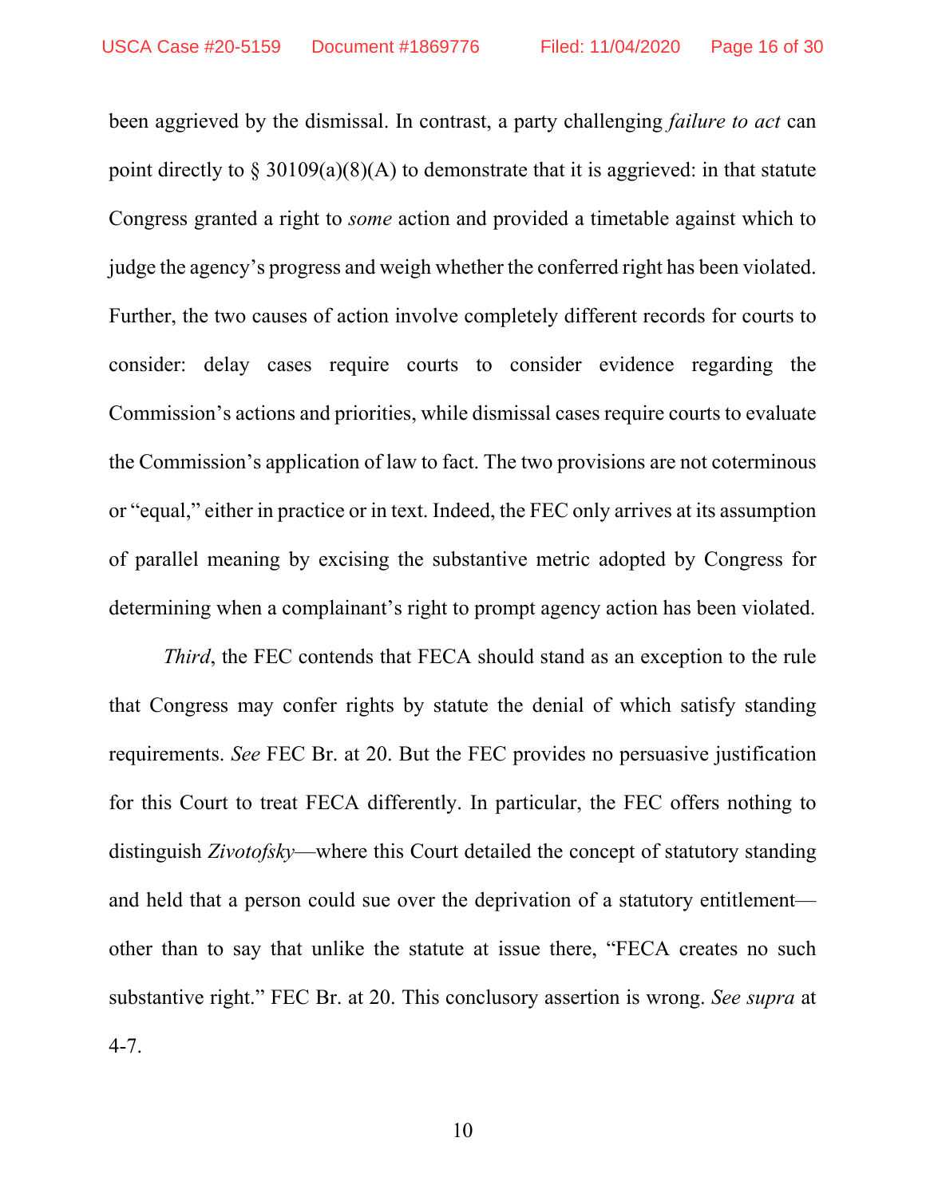been aggrieved by the dismissal. In contrast, a party challenging *failure to act* can point directly to § 30109(a)(8)(A) to demonstrate that it is aggrieved: in that statute Congress granted a right to *some* action and provided a timetable against which to judge the agency's progress and weigh whether the conferred right has been violated. Further, the two causes of action involve completely different records for courts to consider: delay cases require courts to consider evidence regarding the Commission's actions and priorities, while dismissal cases require courts to evaluate the Commission's application of law to fact. The two provisions are not coterminous or "equal," either in practice or in text. Indeed, the FEC only arrives at its assumption of parallel meaning by excising the substantive metric adopted by Congress for determining when a complainant's right to prompt agency action has been violated.

*Third*, the FEC contends that FECA should stand as an exception to the rule that Congress may confer rights by statute the denial of which satisfy standing requirements. *See* FEC Br. at 20. But the FEC provides no persuasive justification for this Court to treat FECA differently. In particular, the FEC offers nothing to distinguish *Zivotofsky*—where this Court detailed the concept of statutory standing and held that a person could sue over the deprivation of a statutory entitlement—other than to say that unlike the statute at issue there, "FECA creates no such substantive right." FEC Br. at 20. This conclusory assertion is wrong. *See supra* at 4-7.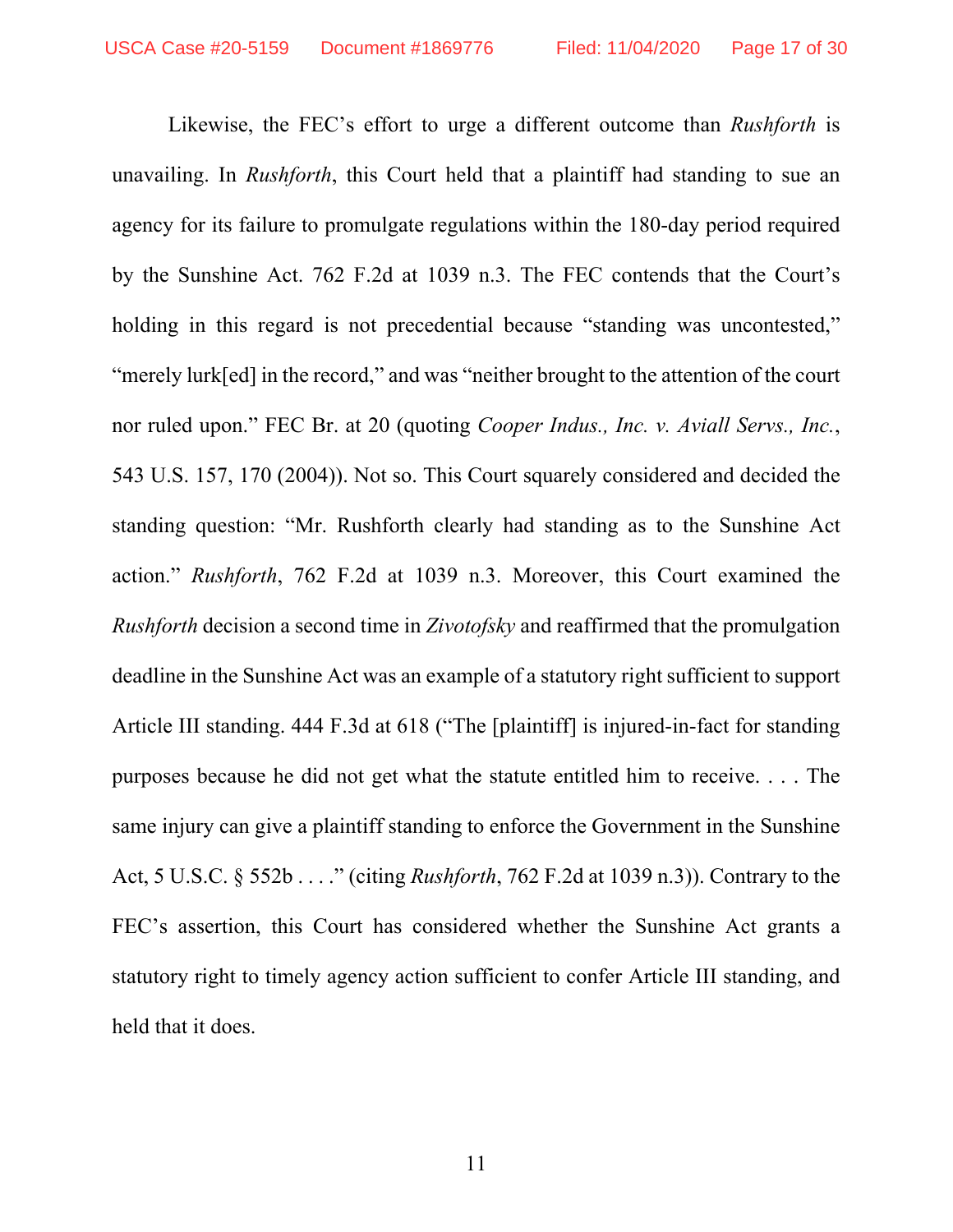Likewise, the FEC's effort to urge a different outcome than *Rushforth* is unavailing. In *Rushforth*, this Court held that a plaintiff had standing to sue an agency for its failure to promulgate regulations within the 180-day period required by the Sunshine Act. 762 F.2d at 1039 n.3. The FEC contends that the Court's holding in this regard is not precedential because "standing was uncontested," "merely lurk[ed] in the record," and was "neither brought to the attention of the court nor ruled upon." FEC Br. at 20 (quoting *Cooper Indus., Inc. v. Aviall Servs., Inc.*, 543 U.S. 157, 170 (2004)). Not so. This Court squarely considered and decided the standing question: "Mr. Rushforth clearly had standing as to the Sunshine Act action." *Rushforth*, 762 F.2d at 1039 n.3. Moreover, this Court examined the *Rushforth* decision a second time in *Zivotofsky* and reaffirmed that the promulgation deadline in the Sunshine Act was an example of a statutory right sufficient to support Article III standing. 444 F.3d at 618 ("The [plaintiff] is injured-in-fact for standing purposes because he did not get what the statute entitled him to receive. . . . The same injury can give a plaintiff standing to enforce the Government in the Sunshine Act, 5 U.S.C. § 552b . . . ." (citing *Rushforth*, 762 F.2d at 1039 n.3)). Contrary to the FEC's assertion, this Court has considered whether the Sunshine Act grants a statutory right to timely agency action sufficient to confer Article III standing, and held that it does.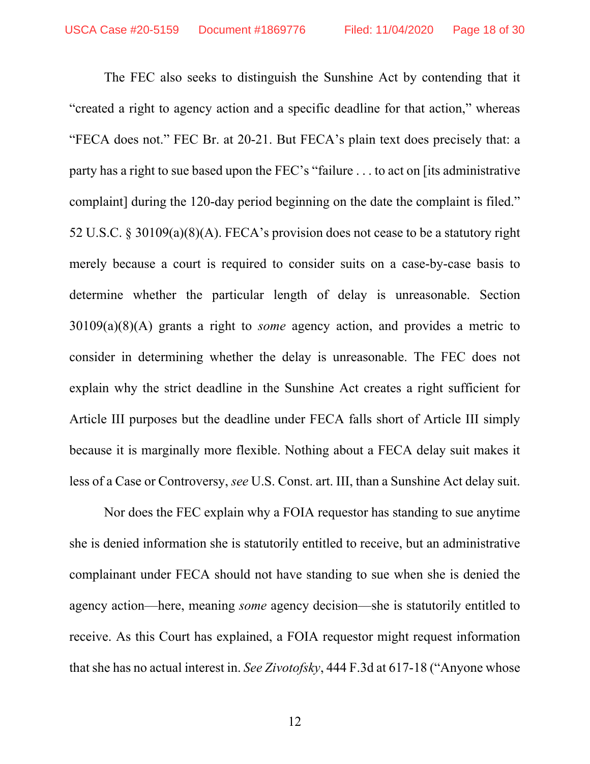The FEC also seeks to distinguish the Sunshine Act by contending that it "created a right to agency action and a specific deadline for that action," whereas "FECA does not." FEC Br. at 20-21. But FECA's plain text does precisely that: a party has a right to sue based upon the FEC's "failure . . . to act on [its administrative complaint] during the 120-day period beginning on the date the complaint is filed." 52 U.S.C. § 30109(a)(8)(A). FECA's provision does not cease to be a statutory right merely because a court is required to consider suits on a case-by-case basis to determine whether the particular length of delay is unreasonable. Section 30109(a)(8)(A) grants a right to *some* agency action, and provides a metric to consider in determining whether the delay is unreasonable. The FEC does not explain why the strict deadline in the Sunshine Act creates a right sufficient for Article III purposes but the deadline under FECA falls short of Article III simply because it is marginally more flexible. Nothing about a FECA delay suit makes it less of a Case or Controversy, *see* U.S. Const. art. III, than a Sunshine Act delay suit.

Nor does the FEC explain why a FOIA requestor has standing to sue anytime she is denied information she is statutorily entitled to receive, but an administrative complainant under FECA should not have standing to sue when she is denied the agency action—here, meaning *some* agency decision—she is statutorily entitled to receive. As this Court has explained, a FOIA requestor might request information that she has no actual interest in. *See Zivotofsky*, 444 F.3d at 617-18 ("Anyone whose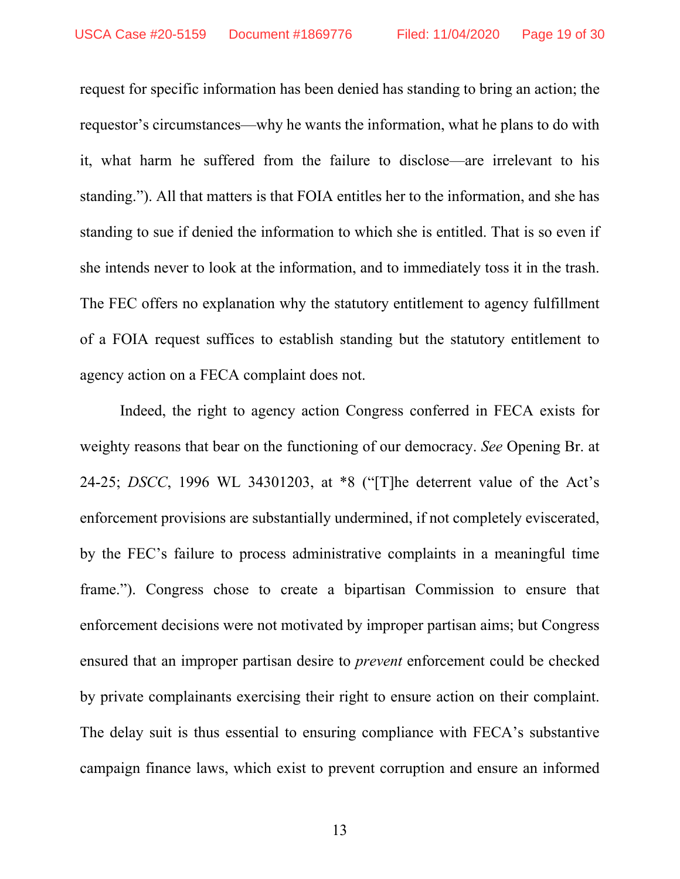request for specific information has been denied has standing to bring an action; the requestor's circumstances—why he wants the information, what he plans to do with it, what harm he suffered from the failure to disclose—are irrelevant to his standing."). All that matters is that FOIA entitles her to the information, and she has standing to sue if denied the information to which she is entitled. That is so even if she intends never to look at the information, and to immediately toss it in the trash. The FEC offers no explanation why the statutory entitlement to agency fulfillment of a FOIA request suffices to establish standing but the statutory entitlement to agency action on a FECA complaint does not.

Indeed, the right to agency action Congress conferred in FECA exists for weighty reasons that bear on the functioning of our democracy. *See* Opening Br. at 24-25; *DSCC*, 1996 WL 34301203, at *8 ("[T]he deterrent value of the Act's enforcement provisions are substantially undermined, if not completely eviscerated, by the FEC's failure to process administrative complaints in a meaningful time frame."). Congress chose to create a bipartisan Commission to ensure that enforcement decisions were not motivated by improper partisan aims; but Congress ensured that an improper partisan desire to *prevent* enforcement could be checked by private complainants exercising their right to ensure action on their complaint. The delay suit is thus essential to ensuring compliance with FECA's substantive campaign finance laws, which exist to prevent corruption and ensure an informed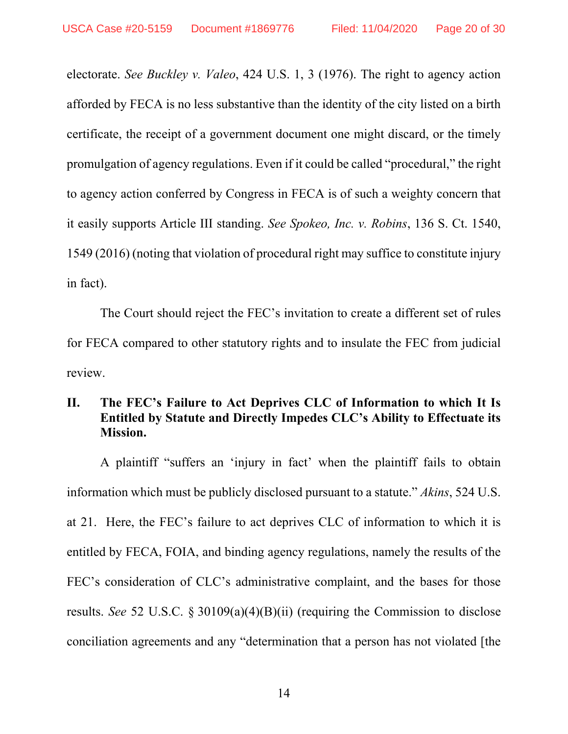electorate. *See Buckley v. Valeo*, 424 U.S. 1, 3 (1976). The right to agency action afforded by FECA is no less substantive than the identity of the city listed on a birth certificate, the receipt of a government document one might discard, or the timely promulgation of agency regulations. Even if it could be called "procedural," the right to agency action conferred by Congress in FECA is of such a weighty concern that it easily supports Article III standing. *See Spokeo, Inc. v. Robins*, 136 S. Ct. 1540, 1549 (2016) (noting that violation of procedural right may suffice to constitute injury in fact).

The Court should reject the FEC's invitation to create a different set of rules for FECA compared to other statutory rights and to insulate the FEC from judicial review.

## II. The FEC's Failure to Act Deprives CLC of Information to which It Is Entitled by Statute and Directly Impedes CLC's Ability to Effectuate its Mission.

A plaintiff "suffers an 'injury in fact' when the plaintiff fails to obtain information which must be publicly disclosed pursuant to a statute." *Akins*, 524 U.S. at 21. Here, the FEC's failure to act deprives CLC of information to which it is entitled by FECA, FOIA, and binding agency regulations, namely the results of the FEC's consideration of CLC's administrative complaint, and the bases for those results. *See* 52 U.S.C. § 30109(a)(4)(B)(ii) (requiring the Commission to disclose conciliation agreements and any "determination that a person has not violated [the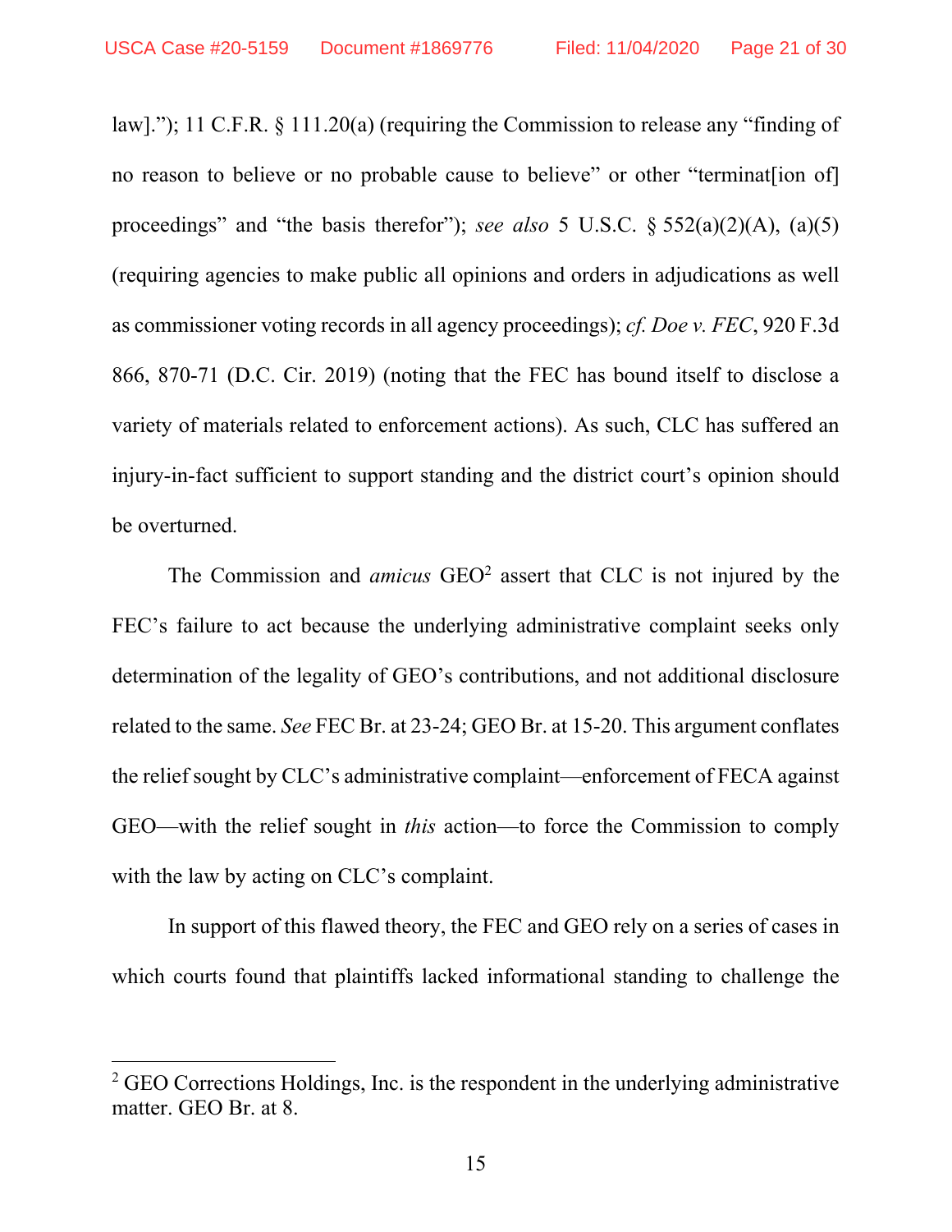law]."); 11 C.F.R. § 111.20(a) (requiring the Commission to release any "finding of no reason to believe or no probable cause to believe" or other "terminat[ion of] proceedings" and "the basis therefor"); *see also* 5 U.S.C. § 552(a)(2)(A), (a)(5) (requiring agencies to make public all opinions and orders in adjudications as well as commissioner voting records in all agency proceedings); *cf. Doe v. FEC*, 920 F.3d 866, 870-71 (D.C. Cir. 2019) (noting that the FEC has bound itself to disclose a variety of materials related to enforcement actions). As such, CLC has suffered an injury-in-fact sufficient to support standing and the district court's opinion should be overturned.

The Commission and *amicus* GEO[2] assert that CLC is not injured by the FEC's failure to act because the underlying administrative complaint seeks only determination of the legality of GEO's contributions, and not additional disclosure related to the same. *See* FEC Br. at 23-24; GEO Br. at 15-20. This argument conflates the relief sought by CLC's administrative complaint—enforcement of FECA against GEO—with the relief sought in *this* action—to force the Commission to comply with the law by acting on CLC's complaint.

In support of this flawed theory, the FEC and GEO rely on a series of cases in which courts found that plaintiffs lacked informational standing to challenge the

[2] GEO Corrections Holdings, Inc. is the respondent in the underlying administrative matter. GEO Br. at 8.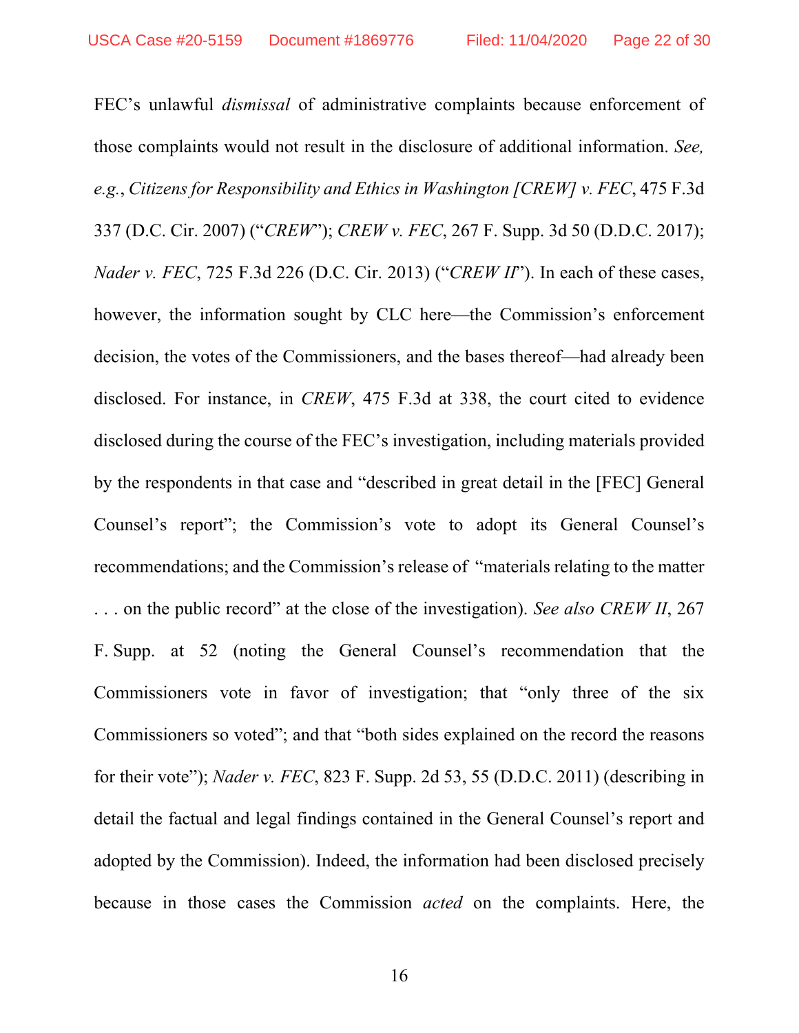FEC's unlawful *dismissal* of administrative complaints because enforcement of those complaints would not result in the disclosure of additional information. *See, e.g.*, *Citizens for Responsibility and Ethics in Washington [CREW] v. FEC*, 475 F.3d 337 (D.C. Cir. 2007) ("*CREW*"); *CREW v. FEC*, 267 F. Supp. 3d 50 (D.D.C. 2017); *Nader v. FEC*, 725 F.3d 226 (D.C. Cir. 2013) ("*CREW II*"). In each of these cases, however, the information sought by CLC here—the Commission's enforcement decision, the votes of the Commissioners, and the bases thereof—had already been disclosed. For instance, in *CREW*, 475 F.3d at 338, the court cited to evidence disclosed during the course of the FEC's investigation, including materials provided by the respondents in that case and "described in great detail in the [FEC] General Counsel's report"; the Commission's vote to adopt its General Counsel's recommendations; and the Commission's release of "materials relating to the matter . . . on the public record" at the close of the investigation). *See also CREW II*, 267 F. Supp. at 52 (noting the General Counsel's recommendation that the Commissioners vote in favor of investigation; that "only three of the six Commissioners so voted"; and that "both sides explained on the record the reasons for their vote"); *Nader v. FEC*, 823 F. Supp. 2d 53, 55 (D.D.C. 2011) (describing in detail the factual and legal findings contained in the General Counsel's report and adopted by the Commission). Indeed, the information had been disclosed precisely because in those cases the Commission *acted* on the complaints. Here, the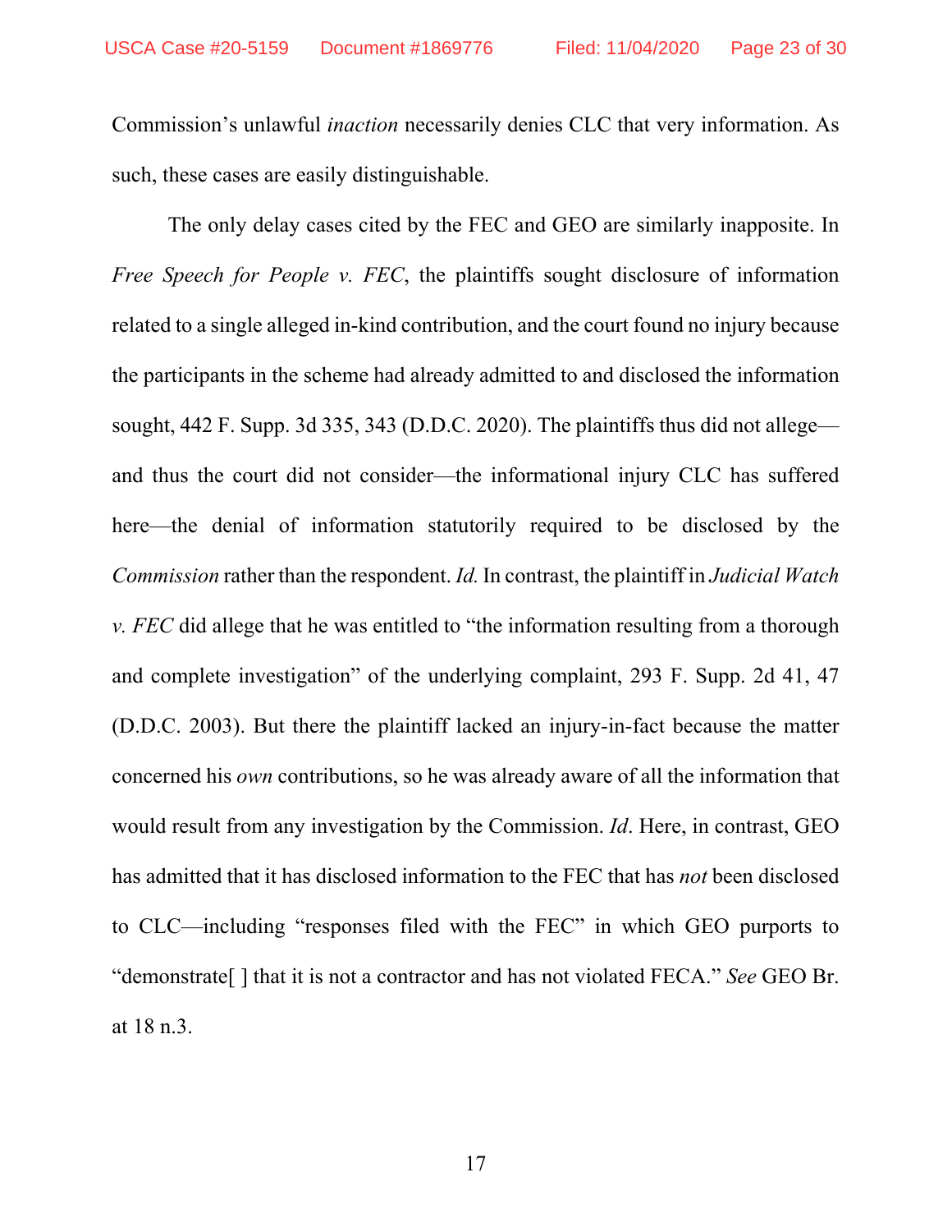Commission's unlawful *inaction* necessarily denies CLC that very information. As such, these cases are easily distinguishable.

The only delay cases cited by the FEC and GEO are similarly inapposite. In *Free Speech for People v. FEC*, the plaintiffs sought disclosure of information related to a single alleged in-kind contribution, and the court found no injury because the participants in the scheme had already admitted to and disclosed the information sought, 442 F. Supp. 3d 335, 343 (D.D.C. 2020). The plaintiffs thus did not allege—and thus the court did not consider—the informational injury CLC has suffered here—the denial of information statutorily required to be disclosed by the *Commission* rather than the respondent. *Id.* In contrast, the plaintiff in *Judicial Watch v. FEC* did allege that he was entitled to "the information resulting from a thorough and complete investigation" of the underlying complaint, 293 F. Supp. 2d 41, 47 (D.D.C. 2003). But there the plaintiff lacked an injury-in-fact because the matter concerned his *own* contributions, so he was already aware of all the information that would result from any investigation by the Commission. *Id*. Here, in contrast, GEO has admitted that it has disclosed information to the FEC that has *not* been disclosed to CLC—including "responses filed with the FEC" in which GEO purports to "demonstrate[ ] that it is not a contractor and has not violated FECA." *See* GEO Br. at 18 n.3.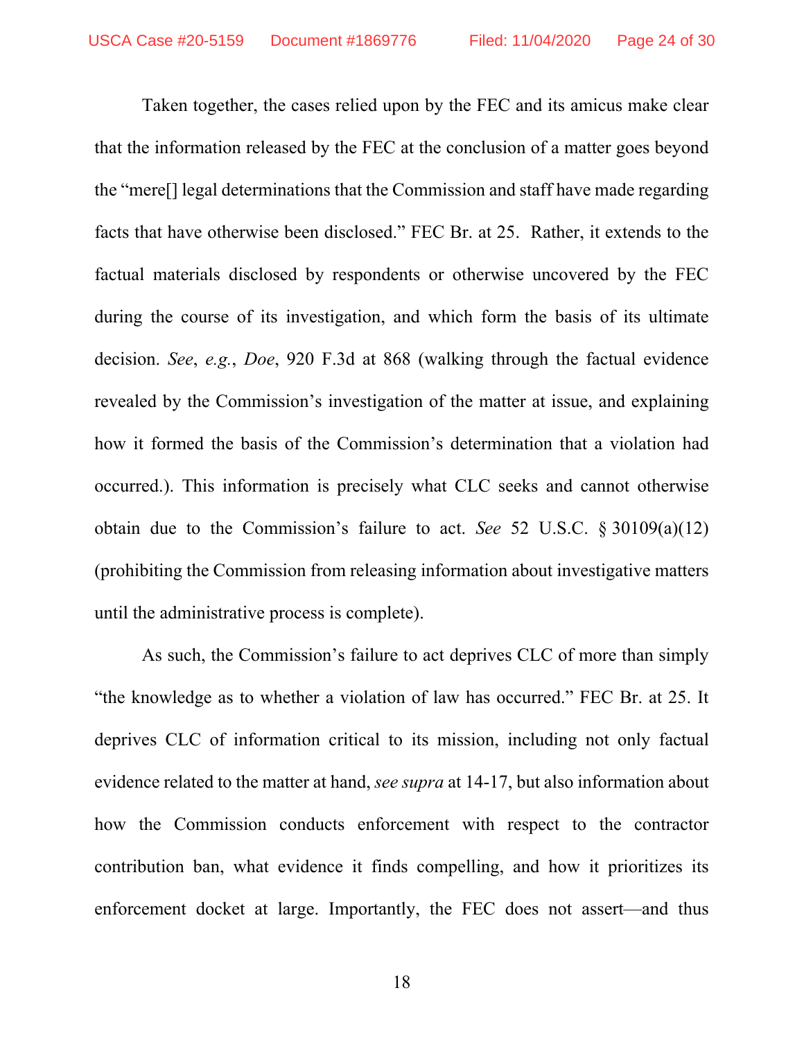Taken together, the cases relied upon by the FEC and its amicus make clear that the information released by the FEC at the conclusion of a matter goes beyond the "mere[] legal determinations that the Commission and staff have made regarding facts that have otherwise been disclosed." FEC Br. at 25. Rather, it extends to the factual materials disclosed by respondents or otherwise uncovered by the FEC during the course of its investigation, and which form the basis of its ultimate decision. *See*, *e.g.*, *Doe*, 920 F.3d at 868 (walking through the factual evidence revealed by the Commission's investigation of the matter at issue, and explaining how it formed the basis of the Commission's determination that a violation had occurred.). This information is precisely what CLC seeks and cannot otherwise obtain due to the Commission's failure to act. *See* 52 U.S.C. § 30109(a)(12) (prohibiting the Commission from releasing information about investigative matters until the administrative process is complete).

As such, the Commission's failure to act deprives CLC of more than simply "the knowledge as to whether a violation of law has occurred." FEC Br. at 25. It deprives CLC of information critical to its mission, including not only factual evidence related to the matter at hand, *see supra* at 14-17, but also information about how the Commission conducts enforcement with respect to the contractor contribution ban, what evidence it finds compelling, and how it prioritizes its enforcement docket at large. Importantly, the FEC does not assert—and thus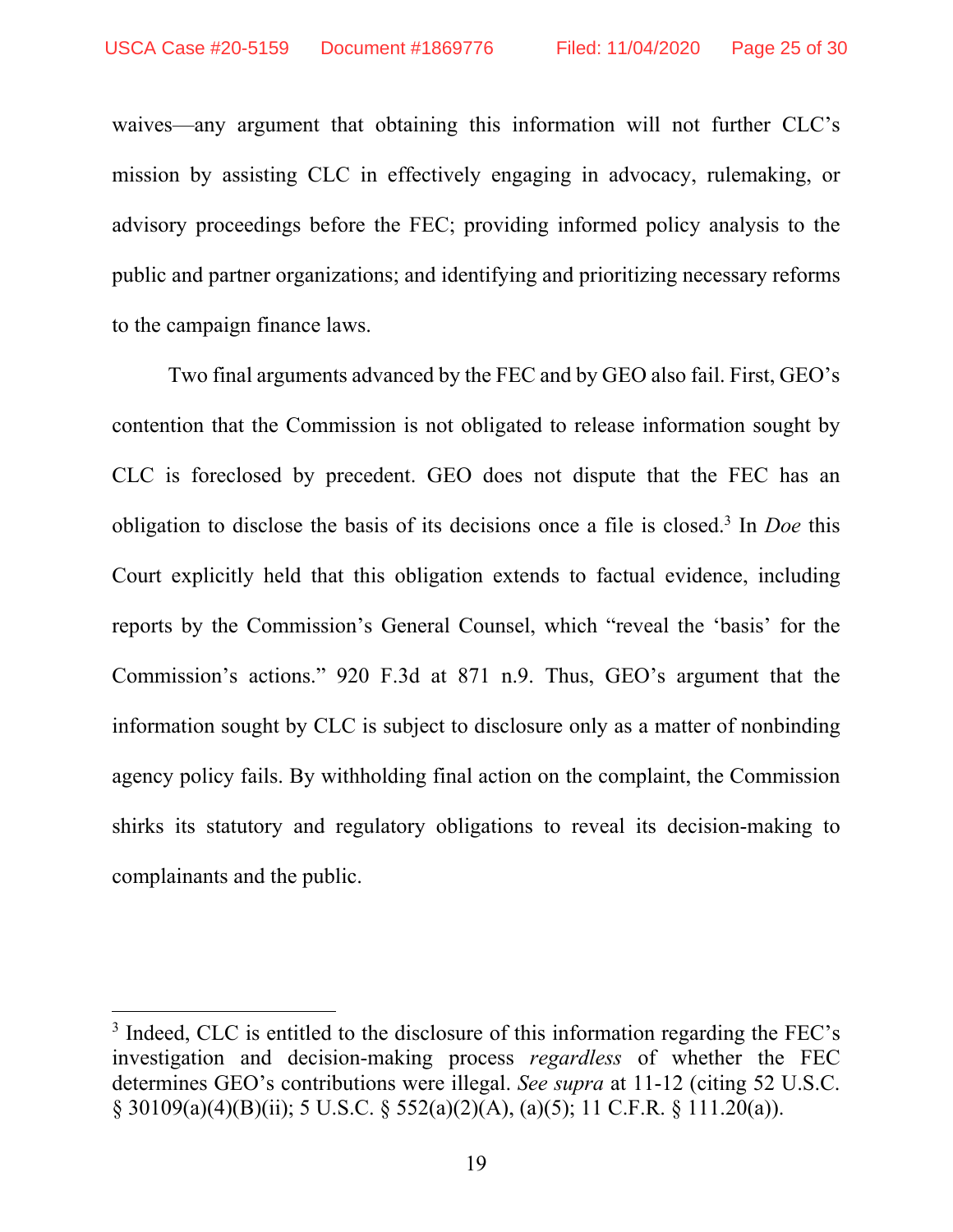waives—any argument that obtaining this information will not further CLC's mission by assisting CLC in effectively engaging in advocacy, rulemaking, or advisory proceedings before the FEC; providing informed policy analysis to the public and partner organizations; and identifying and prioritizing necessary reforms to the campaign finance laws.

Two final arguments advanced by the FEC and by GEO also fail. First, GEO's contention that the Commission is not obligated to release information sought by CLC is foreclosed by precedent. GEO does not dispute that the FEC has an obligation to disclose the basis of its decisions once a file is closed.[3] In *Doe* this Court explicitly held that this obligation extends to factual evidence, including reports by the Commission's General Counsel, which "reveal the 'basis' for the Commission's actions." 920 F.3d at 871 n.9. Thus, GEO's argument that the information sought by CLC is subject to disclosure only as a matter of nonbinding agency policy fails. By withholding final action on the complaint, the Commission shirks its statutory and regulatory obligations to reveal its decision-making to complainants and the public.

---

[3] Indeed, CLC is entitled to the disclosure of this information regarding the FEC's investigation and decision-making process *regardless* of whether the FEC determines GEO's contributions were illegal. *See supra* at 11-12 (citing 52 U.S.C. § 30109(a)(4)(B)(ii); 5 U.S.C. § 552(a)(2)(A), (a)(5); 11 C.F.R. § 111.20(a)).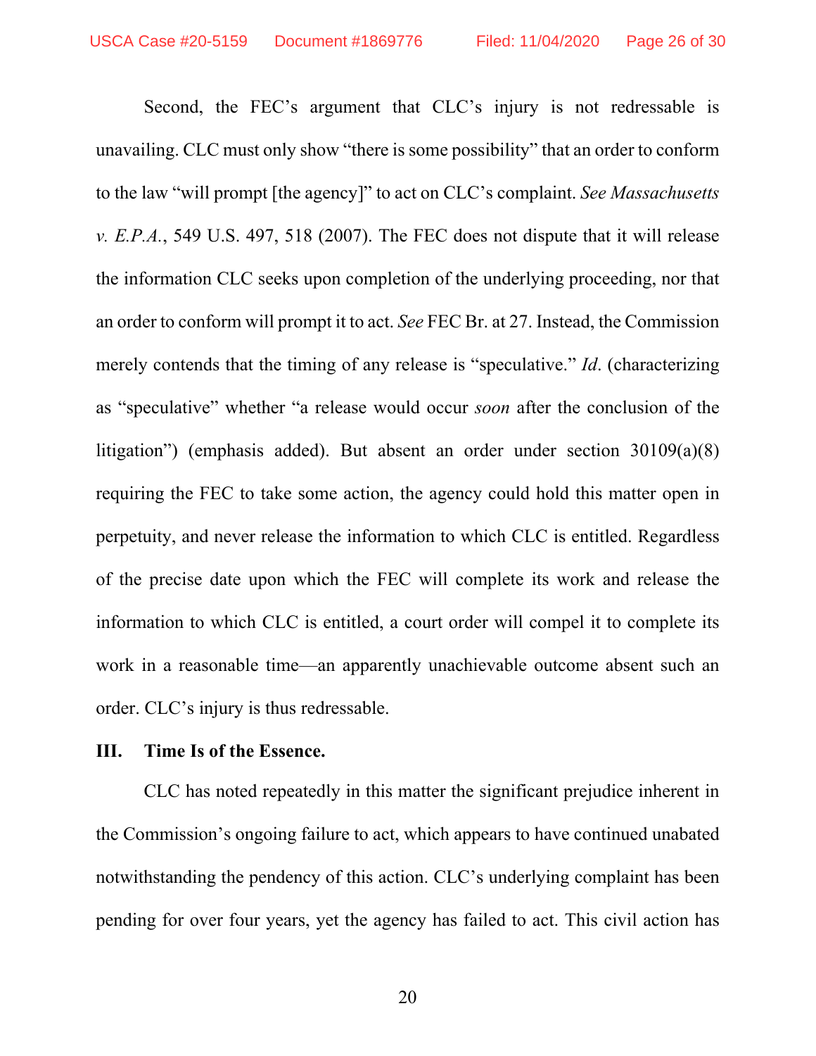Second, the FEC's argument that CLC's injury is not redressable is unavailing. CLC must only show "there is some possibility" that an order to conform to the law "will prompt [the agency]" to act on CLC's complaint. *See Massachusetts v. E.P.A.*, 549 U.S. 497, 518 (2007). The FEC does not dispute that it will release the information CLC seeks upon completion of the underlying proceeding, nor that an order to conform will prompt it to act. *See* FEC Br. at 27. Instead, the Commission merely contends that the timing of any release is "speculative." *Id*. (characterizing as "speculative" whether "a release would occur *soon* after the conclusion of the litigation") (emphasis added). But absent an order under section 30109(a)(8) requiring the FEC to take some action, the agency could hold this matter open in perpetuity, and never release the information to which CLC is entitled. Regardless of the precise date upon which the FEC will complete its work and release the information to which CLC is entitled, a court order will compel it to complete its work in a reasonable time—an apparently unachievable outcome absent such an order. CLC's injury is thus redressable.

## III. Time Is of the Essence.

CLC has noted repeatedly in this matter the significant prejudice inherent in the Commission's ongoing failure to act, which appears to have continued unabated notwithstanding the pendency of this action. CLC's underlying complaint has been pending for over four years, yet the agency has failed to act. This civil action has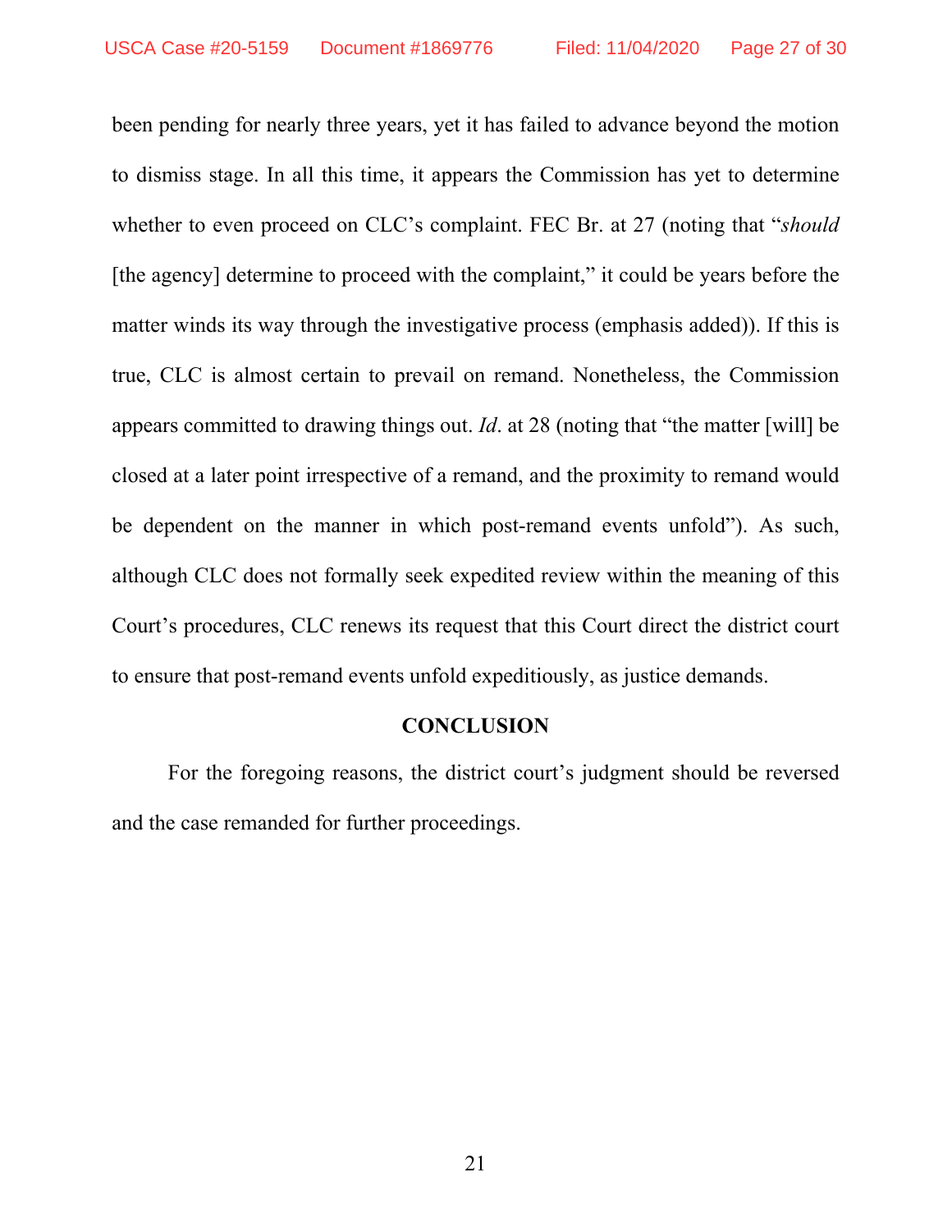been pending for nearly three years, yet it has failed to advance beyond the motion to dismiss stage. In all this time, it appears the Commission has yet to determine whether to even proceed on CLC's complaint. FEC Br. at 27 (noting that "*should* [the agency] determine to proceed with the complaint," it could be years before the matter winds its way through the investigative process (emphasis added)). If this is true, CLC is almost certain to prevail on remand. Nonetheless, the Commission appears committed to drawing things out. *Id*. at 28 (noting that "the matter [will] be closed at a later point irrespective of a remand, and the proximity to remand would be dependent on the manner in which post-remand events unfold"). As such, although CLC does not formally seek expedited review within the meaning of this Court's procedures, CLC renews its request that this Court direct the district court to ensure that post-remand events unfold expeditiously, as justice demands.

## CONCLUSION

For the foregoing reasons, the district court's judgment should be reversed and the case remanded for further proceedings.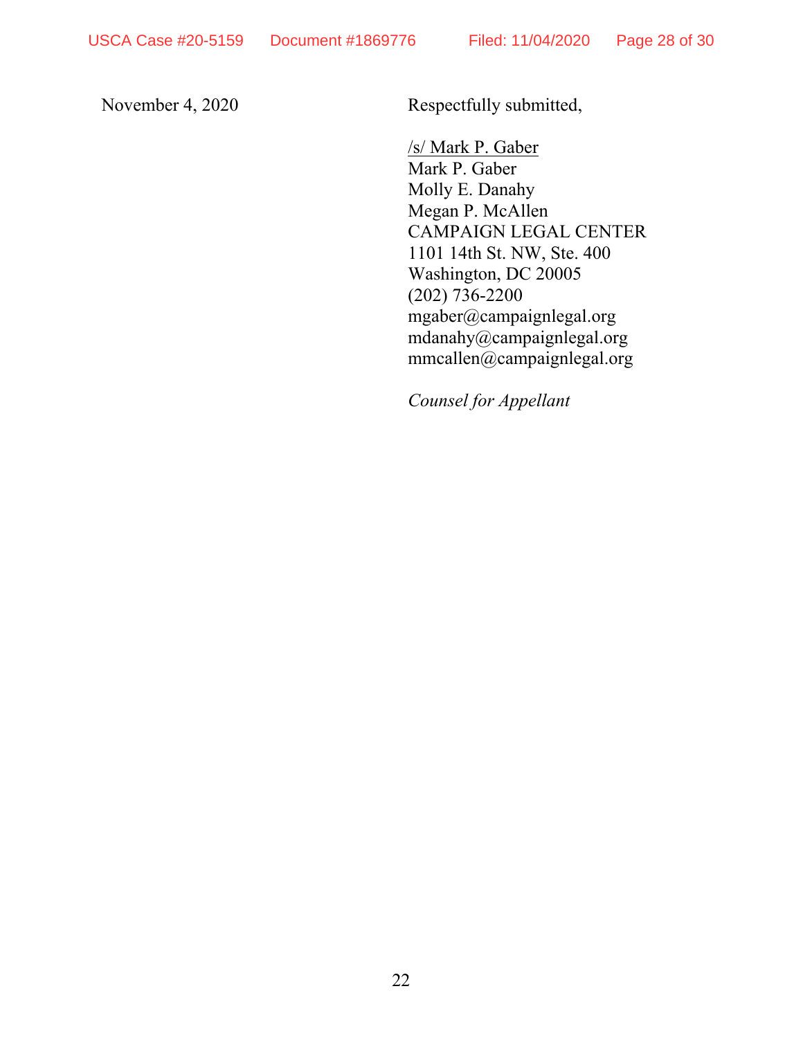November 4, 2020

Respectfully submitted,

/s/ Mark P. Gaber
Mark P. Gaber
Molly E. Danahy
Megan P. McAllen
CAMPAIGN LEGAL CENTER
1101 14th St. NW, Ste. 400
Washington, DC 20005
(202) 736-2200
mgaber@campaignlegal.org
mdanahy@campaignlegal.org
mmcallen@campaignlegal.org

*Counsel for Appellant*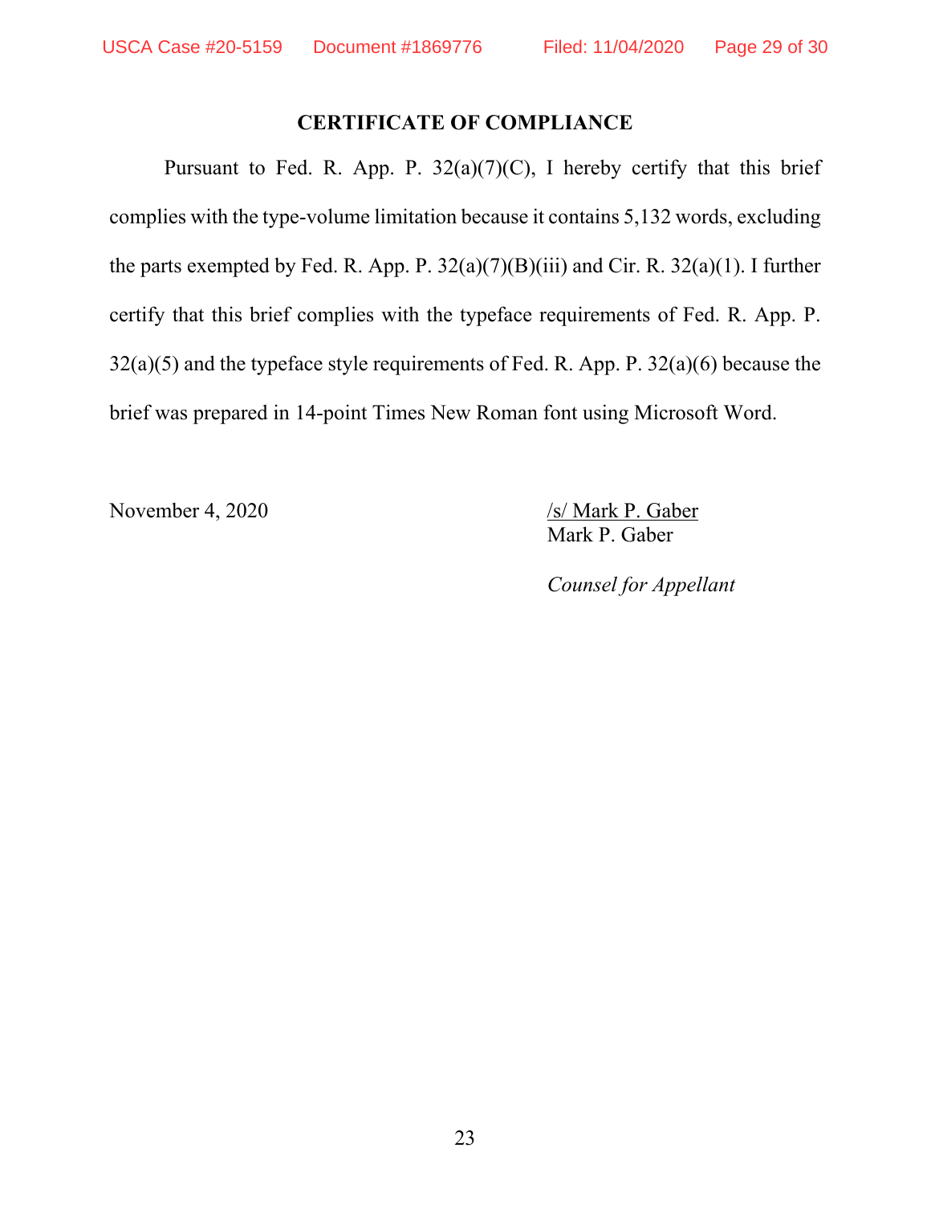## CERTIFICATE OF COMPLIANCE

Pursuant to Fed. R. App. P. 32(a)(7)(C), I hereby certify that this brief complies with the type-volume limitation because it contains 5,132 words, excluding the parts exempted by Fed. R. App. P. 32(a)(7)(B)(iii) and Cir. R. 32(a)(1). I further certify that this brief complies with the typeface requirements of Fed. R. App. P. 32(a)(5) and the typeface style requirements of Fed. R. App. P. 32(a)(6) because the brief was prepared in 14-point Times New Roman font using Microsoft Word.

November 4, 2020

/s/ Mark P. Gaber
Mark P. Gaber

*Counsel for Appellant*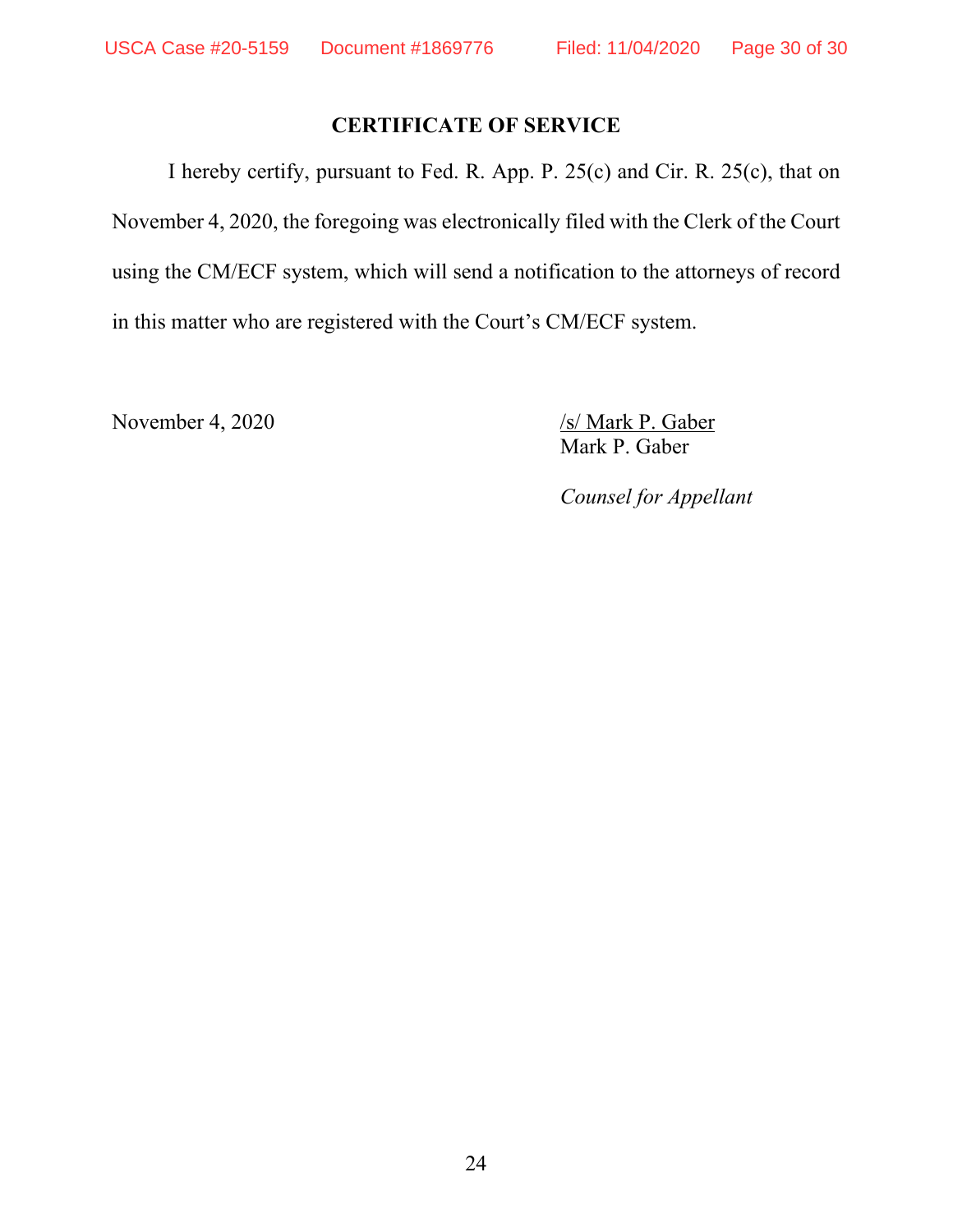## CERTIFICATE OF SERVICE

I hereby certify, pursuant to Fed. R. App. P. 25(c) and Cir. R. 25(c), that on November 4, 2020, the foregoing was electronically filed with the Clerk of the Court using the CM/ECF system, which will send a notification to the attorneys of record in this matter who are registered with the Court's CM/ECF system.

November 4, 2020

/s/ Mark P. Gaber
Mark P. Gaber

*Counsel for Appellant*